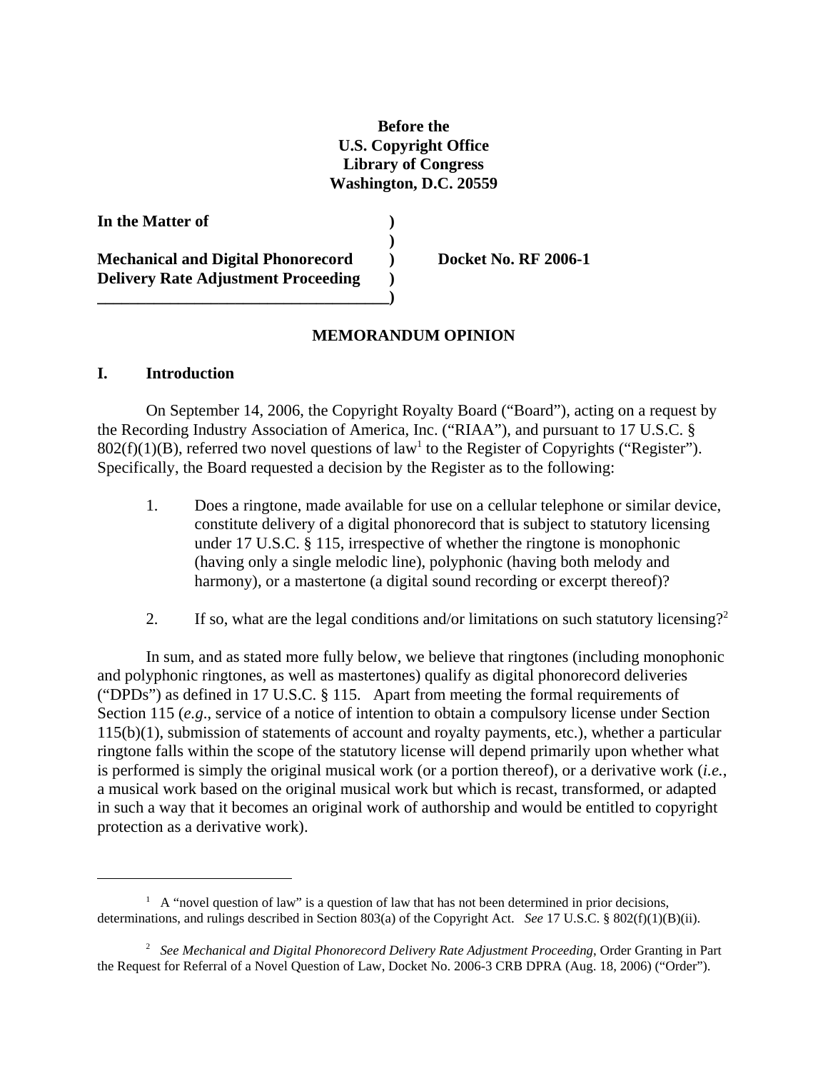**Before the**
**U.S. Copyright Office**
**Library of Congress**
**Washington, D.C. 20559**

| | | |
|---|---|---|
| **In the Matter of** | **)** | |
| | **)** | |
| **Mechanical and Digital Phonorecord** | **)** | **Docket No. RF 2006-1** |
| **Delivery Rate Adjustment Proceeding** | **)** | |
| | **)** | |

## MEMORANDUM OPINION

### I. Introduction

On September 14, 2006, the Copyright Royalty Board ("Board"), acting on a request by the Recording Industry Association of America, Inc. ("RIAA"), and pursuant to 17 U.S.C. § 802(f)(1)(B), referred two novel questions of law[1] to the Register of Copyrights ("Register"). Specifically, the Board requested a decision by the Register as to the following:

1. Does a ringtone, made available for use on a cellular telephone or similar device, constitute delivery of a digital phonorecord that is subject to statutory licensing under 17 U.S.C. § 115, irrespective of whether the ringtone is monophonic (having only a single melodic line), polyphonic (having both melody and harmony), or a mastertone (a digital sound recording or excerpt thereof)?

2. If so, what are the legal conditions and/or limitations on such statutory licensing?[2]

In sum, and as stated more fully below, we believe that ringtones (including monophonic and polyphonic ringtones, as well as mastertones) qualify as digital phonorecord deliveries ("DPDs") as defined in 17 U.S.C. § 115. Apart from meeting the formal requirements of Section 115 (*e.g.*, service of a notice of intention to obtain a compulsory license under Section 115(b)(1), submission of statements of account and royalty payments, etc.), whether a particular ringtone falls within the scope of the statutory license will depend primarily upon whether what is performed is simply the original musical work (or a portion thereof), or a derivative work (*i.e.*, a musical work based on the original musical work but which is recast, transformed, or adapted in such a way that it becomes an original work of authorship and would be entitled to copyright protection as a derivative work).

---

[1] A "novel question of law" is a question of law that has not been determined in prior decisions, determinations, and rulings described in Section 803(a) of the Copyright Act. *See* 17 U.S.C. § 802(f)(1)(B)(ii).

[2] *See Mechanical and Digital Phonorecord Delivery Rate Adjustment Proceeding*, Order Granting in Part the Request for Referral of a Novel Question of Law, Docket No. 2006-3 CRB DPRA (Aug. 18, 2006) ("Order").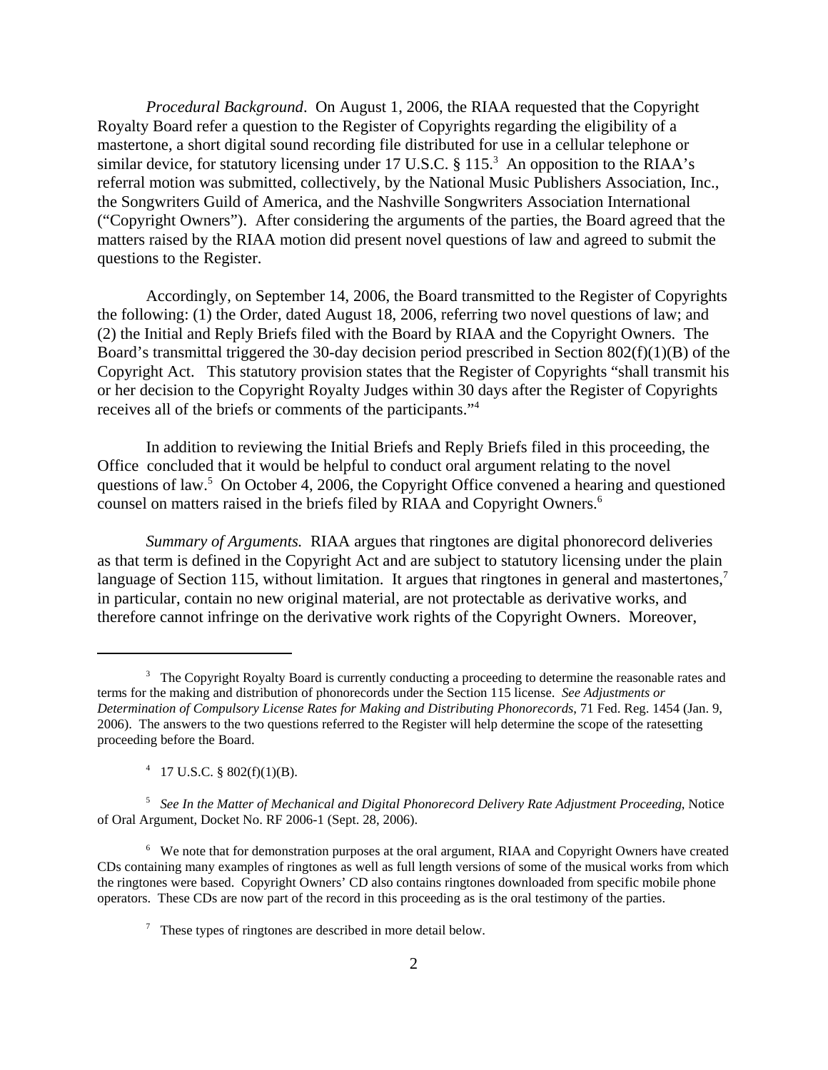*Procedural Background*. On August 1, 2006, the RIAA requested that the Copyright Royalty Board refer a question to the Register of Copyrights regarding the eligibility of a mastertone, a short digital sound recording file distributed for use in a cellular telephone or similar device, for statutory licensing under 17 U.S.C. § 115.[3] An opposition to the RIAA's referral motion was submitted, collectively, by the National Music Publishers Association, Inc., the Songwriters Guild of America, and the Nashville Songwriters Association International ("Copyright Owners"). After considering the arguments of the parties, the Board agreed that the matters raised by the RIAA motion did present novel questions of law and agreed to submit the questions to the Register.

Accordingly, on September 14, 2006, the Board transmitted to the Register of Copyrights the following: (1) the Order, dated August 18, 2006, referring two novel questions of law; and (2) the Initial and Reply Briefs filed with the Board by RIAA and the Copyright Owners. The Board's transmittal triggered the 30-day decision period prescribed in Section 802(f)(1)(B) of the Copyright Act. This statutory provision states that the Register of Copyrights "shall transmit his or her decision to the Copyright Royalty Judges within 30 days after the Register of Copyrights receives all of the briefs or comments of the participants."[4]

In addition to reviewing the Initial Briefs and Reply Briefs filed in this proceeding, the Office concluded that it would be helpful to conduct oral argument relating to the novel questions of law.[5] On October 4, 2006, the Copyright Office convened a hearing and questioned counsel on matters raised in the briefs filed by RIAA and Copyright Owners.[6]

*Summary of Arguments.* RIAA argues that ringtones are digital phonorecord deliveries as that term is defined in the Copyright Act and are subject to statutory licensing under the plain language of Section 115, without limitation. It argues that ringtones in general and mastertones,[7] in particular, contain no new original material, are not protectable as derivative works, and therefore cannot infringe on the derivative work rights of the Copyright Owners. Moreover,

---

[3] The Copyright Royalty Board is currently conducting a proceeding to determine the reasonable rates and terms for the making and distribution of phonorecords under the Section 115 license. *See Adjustments or Determination of Compulsory License Rates for Making and Distributing Phonorecords*, 71 Fed. Reg. 1454 (Jan. 9, 2006). The answers to the two questions referred to the Register will help determine the scope of the ratesetting proceeding before the Board.

[4] 17 U.S.C. § 802(f)(1)(B).

[5] *See In the Matter of Mechanical and Digital Phonorecord Delivery Rate Adjustment Proceeding*, Notice of Oral Argument, Docket No. RF 2006-1 (Sept. 28, 2006).

[6] We note that for demonstration purposes at the oral argument, RIAA and Copyright Owners have created CDs containing many examples of ringtones as well as full length versions of some of the musical works from which the ringtones were based. Copyright Owners' CD also contains ringtones downloaded from specific mobile phone operators. These CDs are now part of the record in this proceeding as is the oral testimony of the parties.

[7] These types of ringtones are described in more detail below.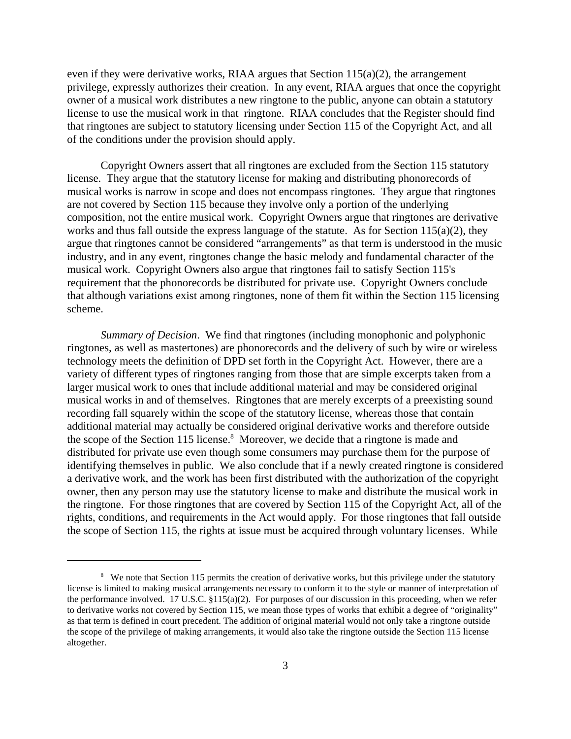even if they were derivative works, RIAA argues that Section 115(a)(2), the arrangement privilege, expressly authorizes their creation. In any event, RIAA argues that once the copyright owner of a musical work distributes a new ringtone to the public, anyone can obtain a statutory license to use the musical work in that ringtone. RIAA concludes that the Register should find that ringtones are subject to statutory licensing under Section 115 of the Copyright Act, and all of the conditions under the provision should apply.

Copyright Owners assert that all ringtones are excluded from the Section 115 statutory license. They argue that the statutory license for making and distributing phonorecords of musical works is narrow in scope and does not encompass ringtones. They argue that ringtones are not covered by Section 115 because they involve only a portion of the underlying composition, not the entire musical work. Copyright Owners argue that ringtones are derivative works and thus fall outside the express language of the statute. As for Section 115(a)(2), they argue that ringtones cannot be considered "arrangements" as that term is understood in the music industry, and in any event, ringtones change the basic melody and fundamental character of the musical work. Copyright Owners also argue that ringtones fail to satisfy Section 115's requirement that the phonorecords be distributed for private use. Copyright Owners conclude that although variations exist among ringtones, none of them fit within the Section 115 licensing scheme.

*Summary of Decision*. We find that ringtones (including monophonic and polyphonic ringtones, as well as mastertones) are phonorecords and the delivery of such by wire or wireless technology meets the definition of DPD set forth in the Copyright Act. However, there are a variety of different types of ringtones ranging from those that are simple excerpts taken from a larger musical work to ones that include additional material and may be considered original musical works in and of themselves. Ringtones that are merely excerpts of a preexisting sound recording fall squarely within the scope of the statutory license, whereas those that contain additional material may actually be considered original derivative works and therefore outside the scope of the Section 115 license.[8] Moreover, we decide that a ringtone is made and distributed for private use even though some consumers may purchase them for the purpose of identifying themselves in public. We also conclude that if a newly created ringtone is considered a derivative work, and the work has been first distributed with the authorization of the copyright owner, then any person may use the statutory license to make and distribute the musical work in the ringtone. For those ringtones that are covered by Section 115 of the Copyright Act, all of the rights, conditions, and requirements in the Act would apply. For those ringtones that fall outside the scope of Section 115, the rights at issue must be acquired through voluntary licenses. While

---

[8] We note that Section 115 permits the creation of derivative works, but this privilege under the statutory license is limited to making musical arrangements necessary to conform it to the style or manner of interpretation of the performance involved. 17 U.S.C. §115(a)(2). For purposes of our discussion in this proceeding, when we refer to derivative works not covered by Section 115, we mean those types of works that exhibit a degree of "originality" as that term is defined in court precedent. The addition of original material would not only take a ringtone outside the scope of the privilege of making arrangements, it would also take the ringtone outside the Section 115 license altogether.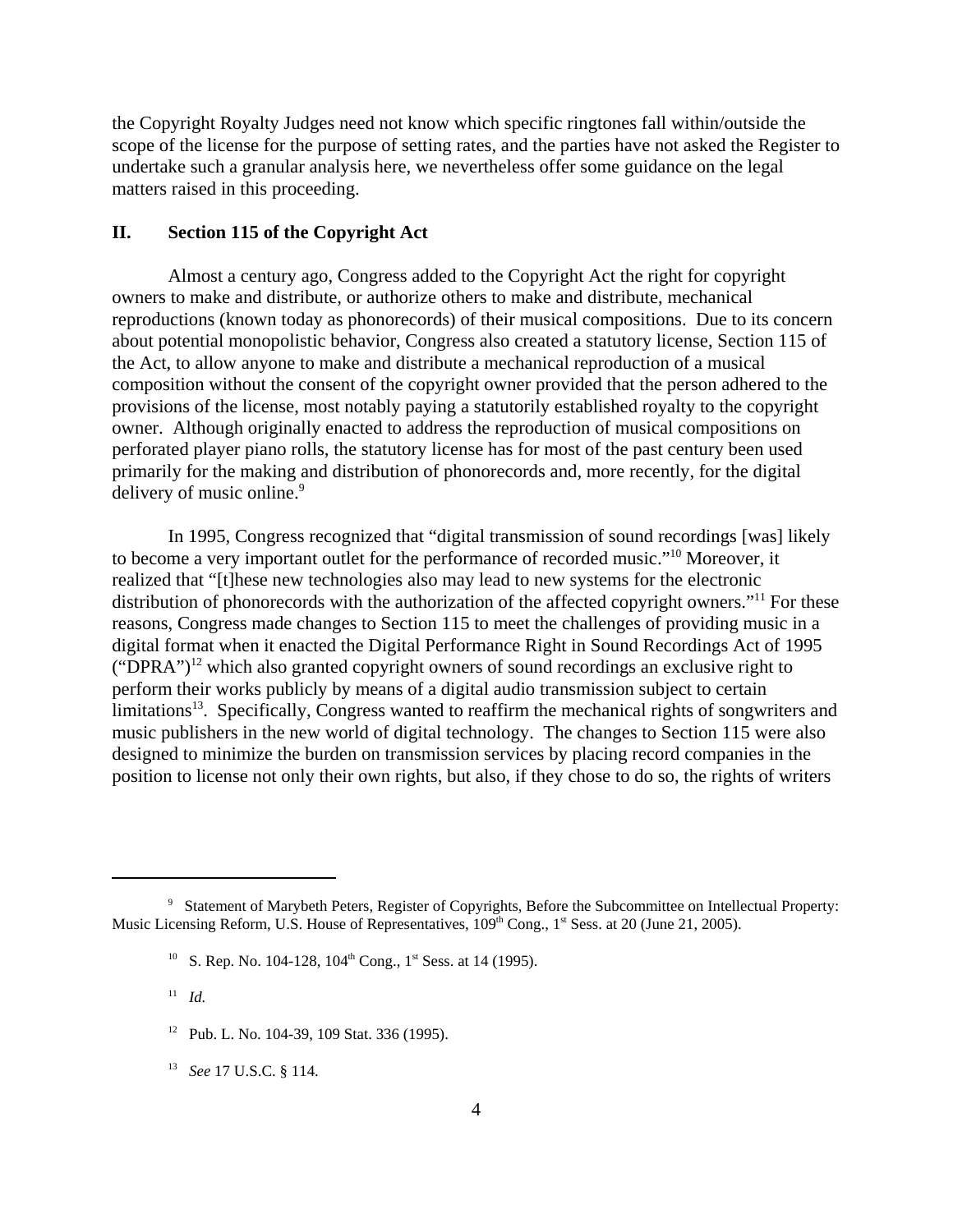the Copyright Royalty Judges need not know which specific ringtones fall within/outside the scope of the license for the purpose of setting rates, and the parties have not asked the Register to undertake such a granular analysis here, we nevertheless offer some guidance on the legal matters raised in this proceeding.

## II. Section 115 of the Copyright Act

Almost a century ago, Congress added to the Copyright Act the right for copyright owners to make and distribute, or authorize others to make and distribute, mechanical reproductions (known today as phonorecords) of their musical compositions. Due to its concern about potential monopolistic behavior, Congress also created a statutory license, Section 115 of the Act, to allow anyone to make and distribute a mechanical reproduction of a musical composition without the consent of the copyright owner provided that the person adhered to the provisions of the license, most notably paying a statutorily established royalty to the copyright owner. Although originally enacted to address the reproduction of musical compositions on perforated player piano rolls, the statutory license has for most of the past century been used primarily for the making and distribution of phonorecords and, more recently, for the digital delivery of music online.[9]

In 1995, Congress recognized that "digital transmission of sound recordings [was] likely to become a very important outlet for the performance of recorded music."[10] Moreover, it realized that "[t]hese new technologies also may lead to new systems for the electronic distribution of phonorecords with the authorization of the affected copyright owners."[11] For these reasons, Congress made changes to Section 115 to meet the challenges of providing music in a digital format when it enacted the Digital Performance Right in Sound Recordings Act of 1995 ("DPRA")[12] which also granted copyright owners of sound recordings an exclusive right to perform their works publicly by means of a digital audio transmission subject to certain limitations[13]. Specifically, Congress wanted to reaffirm the mechanical rights of songwriters and music publishers in the new world of digital technology. The changes to Section 115 were also designed to minimize the burden on transmission services by placing record companies in the position to license not only their own rights, but also, if they chose to do so, the rights of writers

---

[9] Statement of Marybeth Peters, Register of Copyrights, Before the Subcommittee on Intellectual Property: Music Licensing Reform, U.S. House of Representatives, 109th Cong., 1st Sess. at 20 (June 21, 2005).

[10] S. Rep. No. 104-128, 104th Cong., 1st Sess. at 14 (1995).

[11] *Id.*

[12] Pub. L. No. 104-39, 109 Stat. 336 (1995).

[13] *See* 17 U.S.C. § 114.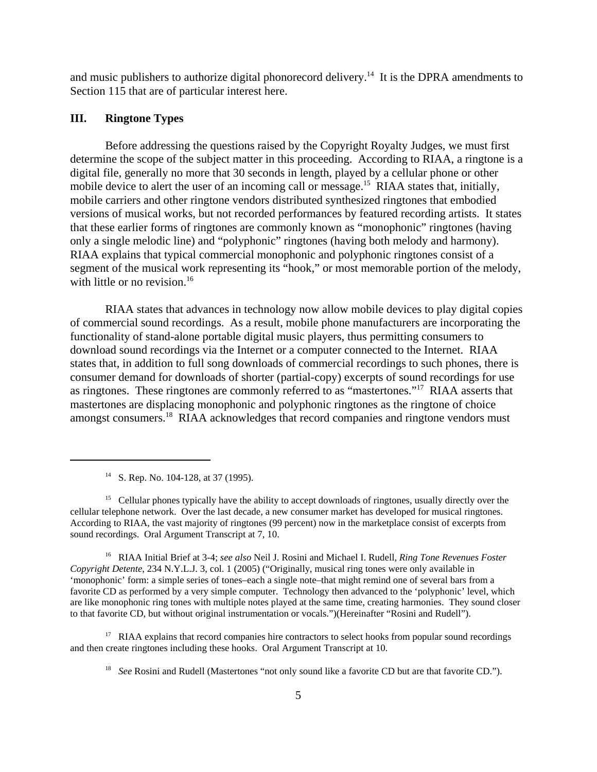and music publishers to authorize digital phonorecord delivery.[14] It is the DPRA amendments to Section 115 that are of particular interest here.

## III. Ringtone Types

Before addressing the questions raised by the Copyright Royalty Judges, we must first determine the scope of the subject matter in this proceeding. According to RIAA, a ringtone is a digital file, generally no more that 30 seconds in length, played by a cellular phone or other mobile device to alert the user of an incoming call or message.[15] RIAA states that, initially, mobile carriers and other ringtone vendors distributed synthesized ringtones that embodied versions of musical works, but not recorded performances by featured recording artists. It states that these earlier forms of ringtones are commonly known as "monophonic" ringtones (having only a single melodic line) and "polyphonic" ringtones (having both melody and harmony). RIAA explains that typical commercial monophonic and polyphonic ringtones consist of a segment of the musical work representing its "hook," or most memorable portion of the melody, with little or no revision.[16]

RIAA states that advances in technology now allow mobile devices to play digital copies of commercial sound recordings. As a result, mobile phone manufacturers are incorporating the functionality of stand-alone portable digital music players, thus permitting consumers to download sound recordings via the Internet or a computer connected to the Internet. RIAA states that, in addition to full song downloads of commercial recordings to such phones, there is consumer demand for downloads of shorter (partial-copy) excerpts of sound recordings for use as ringtones. These ringtones are commonly referred to as "mastertones."[17] RIAA asserts that mastertones are displacing monophonic and polyphonic ringtones as the ringtone of choice amongst consumers.[18] RIAA acknowledges that record companies and ringtone vendors must

---

[14] S. Rep. No. 104-128, at 37 (1995).

[15] Cellular phones typically have the ability to accept downloads of ringtones, usually directly over the cellular telephone network. Over the last decade, a new consumer market has developed for musical ringtones. According to RIAA, the vast majority of ringtones (99 percent) now in the marketplace consist of excerpts from sound recordings. Oral Argument Transcript at 7, 10.

[16] RIAA Initial Brief at 3-4; *see also* Neil J. Rosini and Michael I. Rudell, *Ring Tone Revenues Foster Copyright Detente*, 234 N.Y.L.J. 3, col. 1 (2005) ("Originally, musical ring tones were only available in 'monophonic' form: a simple series of tones–each a single note–that might remind one of several bars from a favorite CD as performed by a very simple computer. Technology then advanced to the 'polyphonic' level, which are like monophonic ring tones with multiple notes played at the same time, creating harmonies. They sound closer to that favorite CD, but without original instrumentation or vocals.")(Hereinafter "Rosini and Rudell").

[17] RIAA explains that record companies hire contractors to select hooks from popular sound recordings and then create ringtones including these hooks. Oral Argument Transcript at 10.

[18] *See* Rosini and Rudell (Mastertones "not only sound like a favorite CD but are that favorite CD.").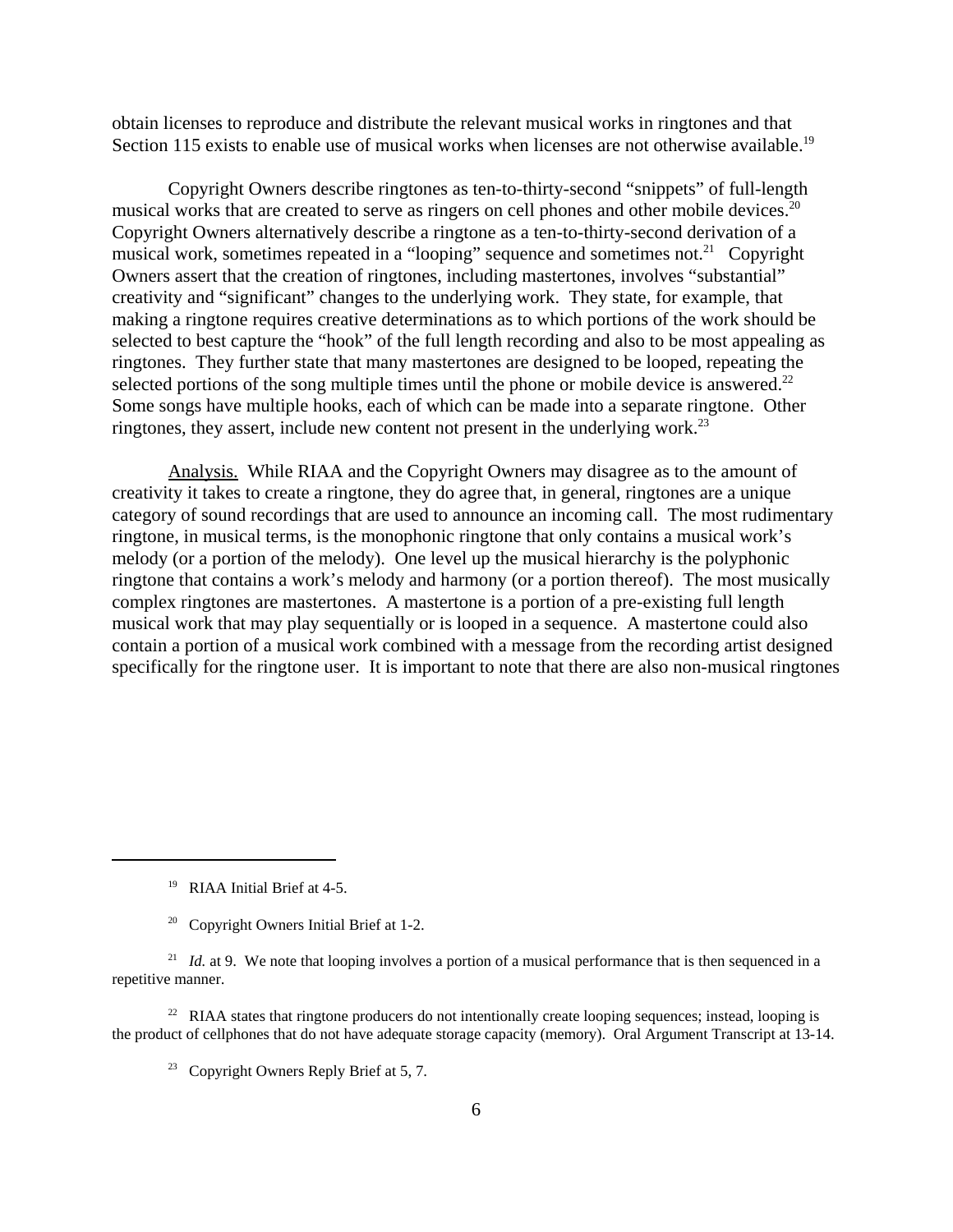obtain licenses to reproduce and distribute the relevant musical works in ringtones and that Section 115 exists to enable use of musical works when licenses are not otherwise available.[19]

Copyright Owners describe ringtones as ten-to-thirty-second "snippets" of full-length musical works that are created to serve as ringers on cell phones and other mobile devices.[20] Copyright Owners alternatively describe a ringtone as a ten-to-thirty-second derivation of a musical work, sometimes repeated in a "looping" sequence and sometimes not.[21] Copyright Owners assert that the creation of ringtones, including mastertones, involves "substantial" creativity and "significant" changes to the underlying work. They state, for example, that making a ringtone requires creative determinations as to which portions of the work should be selected to best capture the "hook" of the full length recording and also to be most appealing as ringtones. They further state that many mastertones are designed to be looped, repeating the selected portions of the song multiple times until the phone or mobile device is answered.[22] Some songs have multiple hooks, each of which can be made into a separate ringtone. Other ringtones, they assert, include new content not present in the underlying work.[23]

<u>Analysis.</u> While RIAA and the Copyright Owners may disagree as to the amount of creativity it takes to create a ringtone, they do agree that, in general, ringtones are a unique category of sound recordings that are used to announce an incoming call. The most rudimentary ringtone, in musical terms, is the monophonic ringtone that only contains a musical work's melody (or a portion of the melody). One level up the musical hierarchy is the polyphonic ringtone that contains a work's melody and harmony (or a portion thereof). The most musically complex ringtones are mastertones. A mastertone is a portion of a pre-existing full length musical work that may play sequentially or is looped in a sequence. A mastertone could also contain a portion of a musical work combined with a message from the recording artist designed specifically for the ringtone user. It is important to note that there are also non-musical ringtones

---

[19] RIAA Initial Brief at 4-5.

[20] Copyright Owners Initial Brief at 1-2.

[21] *Id.* at 9. We note that looping involves a portion of a musical performance that is then sequenced in a repetitive manner.

[22] RIAA states that ringtone producers do not intentionally create looping sequences; instead, looping is the product of cellphones that do not have adequate storage capacity (memory). Oral Argument Transcript at 13-14.

[23] Copyright Owners Reply Brief at 5, 7.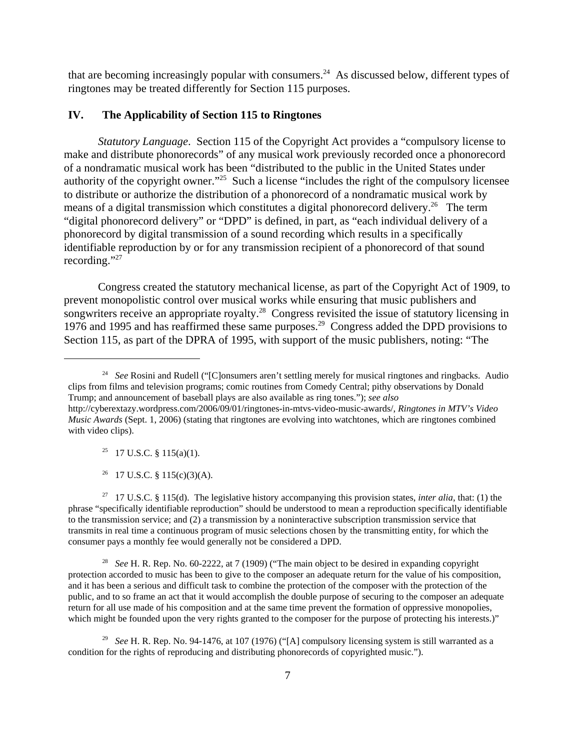that are becoming increasingly popular with consumers.[24] As discussed below, different types of ringtones may be treated differently for Section 115 purposes.

## IV. The Applicability of Section 115 to Ringtones

*Statutory Language*. Section 115 of the Copyright Act provides a "compulsory license to make and distribute phonorecords" of any musical work previously recorded once a phonorecord of a nondramatic musical work has been "distributed to the public in the United States under authority of the copyright owner."[25] Such a license "includes the right of the compulsory licensee to distribute or authorize the distribution of a phonorecord of a nondramatic musical work by means of a digital transmission which constitutes a digital phonorecord delivery.[26] The term "digital phonorecord delivery" or "DPD" is defined, in part, as "each individual delivery of a phonorecord by digital transmission of a sound recording which results in a specifically identifiable reproduction by or for any transmission recipient of a phonorecord of that sound recording."[27]

Congress created the statutory mechanical license, as part of the Copyright Act of 1909, to prevent monopolistic control over musical works while ensuring that music publishers and songwriters receive an appropriate royalty.[28] Congress revisited the issue of statutory licensing in 1976 and 1995 and has reaffirmed these same purposes.[29] Congress added the DPD provisions to Section 115, as part of the DPRA of 1995, with support of the music publishers, noting: "The

---

[24] *See* Rosini and Rudell ("[C]onsumers aren't settling merely for musical ringtones and ringbacks. Audio clips from films and television programs; comic routines from Comedy Central; pithy observations by Donald Trump; and announcement of baseball plays are also available as ring tones."); *see also* http://cyberextazy.wordpress.com/2006/09/01/ringtones-in-mtvs-video-music-awards/, *Ringtones in MTV's Video Music Awards* (Sept. 1, 2006) (stating that ringtones are evolving into watchtones, which are ringtones combined with video clips).

[25] 17 U.S.C. § 115(a)(1).

[26] 17 U.S.C. § 115(c)(3)(A).

[27] 17 U.S.C. § 115(d). The legislative history accompanying this provision states, *inter alia*, that: (1) the phrase "specifically identifiable reproduction" should be understood to mean a reproduction specifically identifiable to the transmission service; and (2) a transmission by a noninteractive subscription transmission service that transmits in real time a continuous program of music selections chosen by the transmitting entity, for which the consumer pays a monthly fee would generally not be considered a DPD.

[28] *See* H. R. Rep. No. 60-2222, at 7 (1909) ("The main object to be desired in expanding copyright protection accorded to music has been to give to the composer an adequate return for the value of his composition, and it has been a serious and difficult task to combine the protection of the composer with the protection of the public, and to so frame an act that it would accomplish the double purpose of securing to the composer an adequate return for all use made of his composition and at the same time prevent the formation of oppressive monopolies, which might be founded upon the very rights granted to the composer for the purpose of protecting his interests.)"

[29] *See* H. R. Rep. No. 94-1476, at 107 (1976) ("[A] compulsory licensing system is still warranted as a condition for the rights of reproducing and distributing phonorecords of copyrighted music.").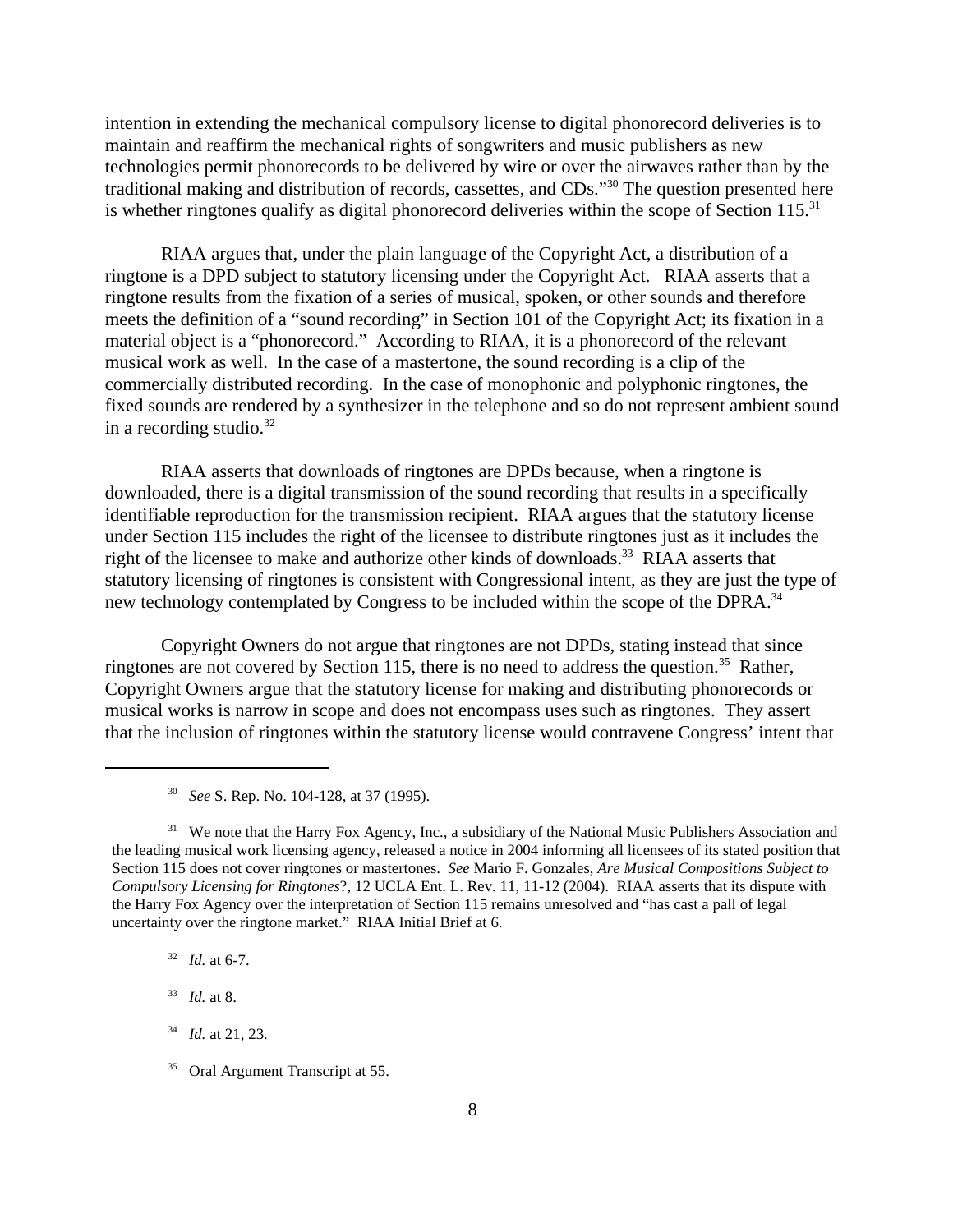intention in extending the mechanical compulsory license to digital phonorecord deliveries is to maintain and reaffirm the mechanical rights of songwriters and music publishers as new technologies permit phonorecords to be delivered by wire or over the airwaves rather than by the traditional making and distribution of records, cassettes, and CDs."[30] The question presented here is whether ringtones qualify as digital phonorecord deliveries within the scope of Section 115.[31]

RIAA argues that, under the plain language of the Copyright Act, a distribution of a ringtone is a DPD subject to statutory licensing under the Copyright Act. RIAA asserts that a ringtone results from the fixation of a series of musical, spoken, or other sounds and therefore meets the definition of a "sound recording" in Section 101 of the Copyright Act; its fixation in a material object is a "phonorecord." According to RIAA, it is a phonorecord of the relevant musical work as well. In the case of a mastertone, the sound recording is a clip of the commercially distributed recording. In the case of monophonic and polyphonic ringtones, the fixed sounds are rendered by a synthesizer in the telephone and so do not represent ambient sound in a recording studio.[32]

RIAA asserts that downloads of ringtones are DPDs because, when a ringtone is downloaded, there is a digital transmission of the sound recording that results in a specifically identifiable reproduction for the transmission recipient. RIAA argues that the statutory license under Section 115 includes the right of the licensee to distribute ringtones just as it includes the right of the licensee to make and authorize other kinds of downloads.[33] RIAA asserts that statutory licensing of ringtones is consistent with Congressional intent, as they are just the type of new technology contemplated by Congress to be included within the scope of the DPRA.[34]

Copyright Owners do not argue that ringtones are not DPDs, stating instead that since ringtones are not covered by Section 115, there is no need to address the question.[35] Rather, Copyright Owners argue that the statutory license for making and distributing phonorecords or musical works is narrow in scope and does not encompass uses such as ringtones. They assert that the inclusion of ringtones within the statutory license would contravene Congress' intent that

---

[30] *See* S. Rep. No. 104-128, at 37 (1995).

[31] We note that the Harry Fox Agency, Inc., a subsidiary of the National Music Publishers Association and the leading musical work licensing agency, released a notice in 2004 informing all licensees of its stated position that Section 115 does not cover ringtones or mastertones. *See* Mario F. Gonzales, *Are Musical Compositions Subject to Compulsory Licensing for Ringtones*?, 12 UCLA Ent. L. Rev. 11, 11-12 (2004). RIAA asserts that its dispute with the Harry Fox Agency over the interpretation of Section 115 remains unresolved and "has cast a pall of legal uncertainty over the ringtone market." RIAA Initial Brief at 6.

[32] *Id.* at 6-7.

[33] *Id.* at 8.

[34] *Id.* at 21, 23.

[35] Oral Argument Transcript at 55.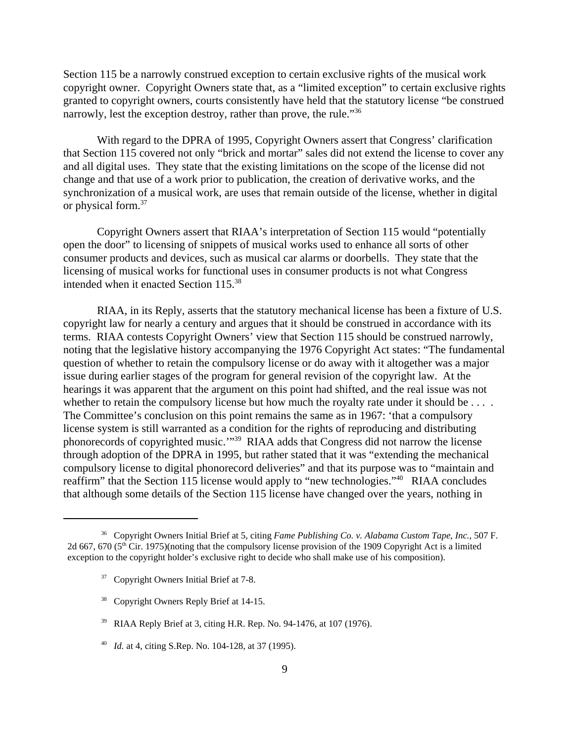Section 115 be a narrowly construed exception to certain exclusive rights of the musical work copyright owner. Copyright Owners state that, as a "limited exception" to certain exclusive rights granted to copyright owners, courts consistently have held that the statutory license "be construed narrowly, lest the exception destroy, rather than prove, the rule."[36]

With regard to the DPRA of 1995, Copyright Owners assert that Congress' clarification that Section 115 covered not only "brick and mortar" sales did not extend the license to cover any and all digital uses. They state that the existing limitations on the scope of the license did not change and that use of a work prior to publication, the creation of derivative works, and the synchronization of a musical work, are uses that remain outside of the license, whether in digital or physical form.[37]

Copyright Owners assert that RIAA's interpretation of Section 115 would "potentially open the door" to licensing of snippets of musical works used to enhance all sorts of other consumer products and devices, such as musical car alarms or doorbells. They state that the licensing of musical works for functional uses in consumer products is not what Congress intended when it enacted Section 115.[38]

RIAA, in its Reply, asserts that the statutory mechanical license has been a fixture of U.S. copyright law for nearly a century and argues that it should be construed in accordance with its terms. RIAA contests Copyright Owners' view that Section 115 should be construed narrowly, noting that the legislative history accompanying the 1976 Copyright Act states: "The fundamental question of whether to retain the compulsory license or do away with it altogether was a major issue during earlier stages of the program for general revision of the copyright law. At the hearings it was apparent that the argument on this point had shifted, and the real issue was not whether to retain the compulsory license but how much the royalty rate under it should be . . . . The Committee's conclusion on this point remains the same as in 1967: 'that a compulsory license system is still warranted as a condition for the rights of reproducing and distributing phonorecords of copyrighted music.'"[39] RIAA adds that Congress did not narrow the license through adoption of the DPRA in 1995, but rather stated that it was "extending the mechanical compulsory license to digital phonorecord deliveries" and that its purpose was to "maintain and reaffirm" that the Section 115 license would apply to "new technologies."[40] RIAA concludes that although some details of the Section 115 license have changed over the years, nothing in

---

[36] Copyright Owners Initial Brief at 5, citing *Fame Publishing Co. v. Alabama Custom Tape, Inc.*, 507 F. 2d 667, 670 (5th Cir. 1975)(noting that the compulsory license provision of the 1909 Copyright Act is a limited exception to the copyright holder's exclusive right to decide who shall make use of his composition).

[37] Copyright Owners Initial Brief at 7-8.

[38] Copyright Owners Reply Brief at 14-15.

[39] RIAA Reply Brief at 3, citing H.R. Rep. No. 94-1476, at 107 (1976).

[40] *Id.* at 4, citing S.Rep. No. 104-128, at 37 (1995).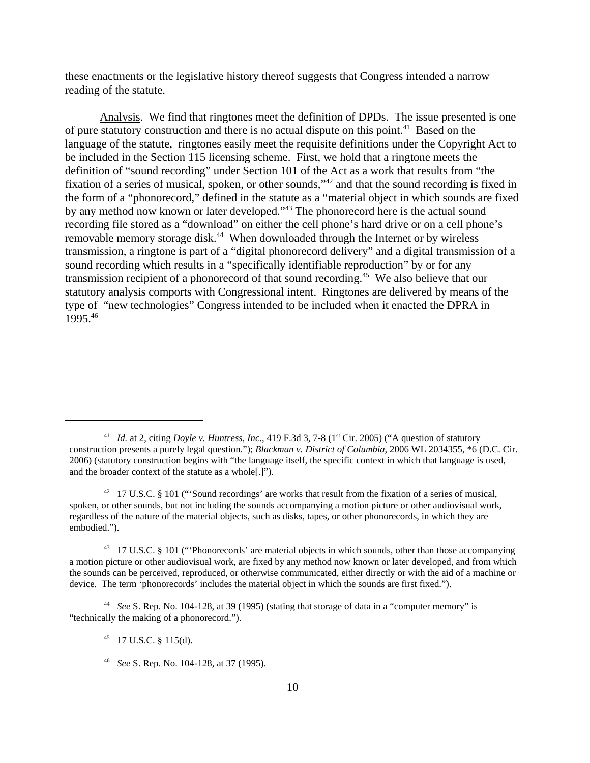these enactments or the legislative history thereof suggests that Congress intended a narrow reading of the statute.

Analysis. We find that ringtones meet the definition of DPDs. The issue presented is one of pure statutory construction and there is no actual dispute on this point.[41] Based on the language of the statute, ringtones easily meet the requisite definitions under the Copyright Act to be included in the Section 115 licensing scheme. First, we hold that a ringtone meets the definition of "sound recording" under Section 101 of the Act as a work that results from "the fixation of a series of musical, spoken, or other sounds,"[42] and that the sound recording is fixed in the form of a "phonorecord," defined in the statute as a "material object in which sounds are fixed by any method now known or later developed."[43] The phonorecord here is the actual sound recording file stored as a "download" on either the cell phone's hard drive or on a cell phone's removable memory storage disk.[44] When downloaded through the Internet or by wireless transmission, a ringtone is part of a "digital phonorecord delivery" and a digital transmission of a sound recording which results in a "specifically identifiable reproduction" by or for any transmission recipient of a phonorecord of that sound recording.[45] We also believe that our statutory analysis comports with Congressional intent. Ringtones are delivered by means of the type of "new technologies" Congress intended to be included when it enacted the DPRA in 1995.[46]

---

[41] *Id.* at 2, citing *Doyle v. Huntress, Inc*., 419 F.3d 3, 7-8 (1st Cir. 2005) ("A question of statutory construction presents a purely legal question."); *Blackman v. District of Columbia*, 2006 WL 2034355, *6 (D.C. Cir. 2006) (statutory construction begins with "the language itself, the specific context in which that language is used, and the broader context of the statute as a whole[.]").

[42] 17 U.S.C. § 101 ("'Sound recordings' are works that result from the fixation of a series of musical, spoken, or other sounds, but not including the sounds accompanying a motion picture or other audiovisual work, regardless of the nature of the material objects, such as disks, tapes, or other phonorecords, in which they are embodied.").

[43] 17 U.S.C. § 101 ("'Phonorecords' are material objects in which sounds, other than those accompanying a motion picture or other audiovisual work, are fixed by any method now known or later developed, and from which the sounds can be perceived, reproduced, or otherwise communicated, either directly or with the aid of a machine or device. The term 'phonorecords' includes the material object in which the sounds are first fixed.").

[44] *See* S. Rep. No. 104-128, at 39 (1995) (stating that storage of data in a "computer memory" is "technically the making of a phonorecord.").

[45] 17 U.S.C. § 115(d).

[46] *See* S. Rep. No. 104-128, at 37 (1995).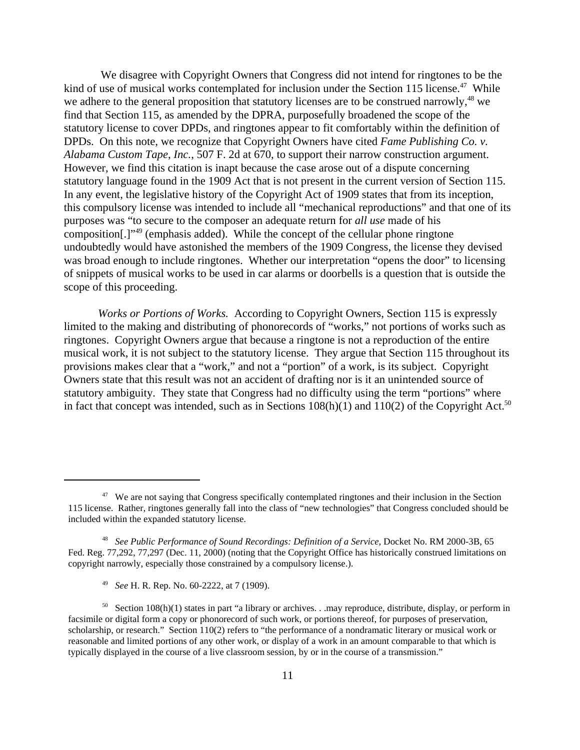We disagree with Copyright Owners that Congress did not intend for ringtones to be the kind of use of musical works contemplated for inclusion under the Section 115 license.[47] While we adhere to the general proposition that statutory licenses are to be construed narrowly,[48] we find that Section 115, as amended by the DPRA, purposefully broadened the scope of the statutory license to cover DPDs, and ringtones appear to fit comfortably within the definition of DPDs. On this note, we recognize that Copyright Owners have cited *Fame Publishing Co. v. Alabama Custom Tape*, *Inc.*, 507 F. 2d at 670, to support their narrow construction argument. However, we find this citation is inapt because the case arose out of a dispute concerning statutory language found in the 1909 Act that is not present in the current version of Section 115. In any event, the legislative history of the Copyright Act of 1909 states that from its inception, this compulsory license was intended to include all "mechanical reproductions" and that one of its purposes was "to secure to the composer an adequate return for *all use* made of his composition[.]"[49] (emphasis added). While the concept of the cellular phone ringtone undoubtedly would have astonished the members of the 1909 Congress, the license they devised was broad enough to include ringtones. Whether our interpretation "opens the door" to licensing of snippets of musical works to be used in car alarms or doorbells is a question that is outside the scope of this proceeding.

*Works or Portions of Works.* According to Copyright Owners, Section 115 is expressly limited to the making and distributing of phonorecords of "works," not portions of works such as ringtones. Copyright Owners argue that because a ringtone is not a reproduction of the entire musical work, it is not subject to the statutory license. They argue that Section 115 throughout its provisions makes clear that a "work," and not a "portion" of a work, is its subject. Copyright Owners state that this result was not an accident of drafting nor is it an unintended source of statutory ambiguity. They state that Congress had no difficulty using the term "portions" where in fact that concept was intended, such as in Sections 108(h)(1) and 110(2) of the Copyright Act.[50]

---

[47] We are not saying that Congress specifically contemplated ringtones and their inclusion in the Section 115 license. Rather, ringtones generally fall into the class of "new technologies" that Congress concluded should be included within the expanded statutory license.

[48] *See Public Performance of Sound Recordings: Definition of a Service*, Docket No. RM 2000-3B, 65 Fed. Reg. 77,292, 77,297 (Dec. 11, 2000) (noting that the Copyright Office has historically construed limitations on copyright narrowly, especially those constrained by a compulsory license.).

[49] *See* H. R. Rep. No. 60-2222, at 7 (1909).

[50] Section 108(h)(1) states in part "a library or archives. . .may reproduce, distribute, display, or perform in facsimile or digital form a copy or phonorecord of such work, or portions thereof, for purposes of preservation, scholarship, or research." Section 110(2) refers to "the performance of a nondramatic literary or musical work or reasonable and limited portions of any other work, or display of a work in an amount comparable to that which is typically displayed in the course of a live classroom session, by or in the course of a transmission."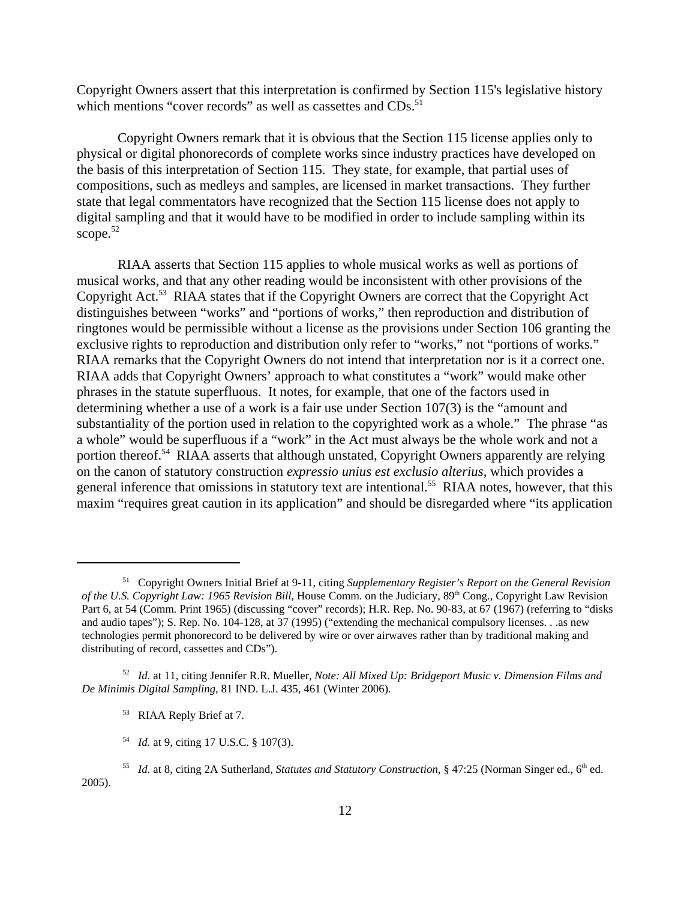Copyright Owners assert that this interpretation is confirmed by Section 115's legislative history which mentions "cover records" as well as cassettes and CDs.[51]

Copyright Owners remark that it is obvious that the Section 115 license applies only to physical or digital phonorecords of complete works since industry practices have developed on the basis of this interpretation of Section 115. They state, for example, that partial uses of compositions, such as medleys and samples, are licensed in market transactions. They further state that legal commentators have recognized that the Section 115 license does not apply to digital sampling and that it would have to be modified in order to include sampling within its scope.[52]

RIAA asserts that Section 115 applies to whole musical works as well as portions of musical works, and that any other reading would be inconsistent with other provisions of the Copyright Act.[53] RIAA states that if the Copyright Owners are correct that the Copyright Act distinguishes between "works" and "portions of works," then reproduction and distribution of ringtones would be permissible without a license as the provisions under Section 106 granting the exclusive rights to reproduction and distribution only refer to "works," not "portions of works." RIAA remarks that the Copyright Owners do not intend that interpretation nor is it a correct one. RIAA adds that Copyright Owners' approach to what constitutes a "work" would make other phrases in the statute superfluous. It notes, for example, that one of the factors used in determining whether a use of a work is a fair use under Section 107(3) is the "amount and substantiality of the portion used in relation to the copyrighted work as a whole." The phrase "as a whole" would be superfluous if a "work" in the Act must always be the whole work and not a portion thereof.[54] RIAA asserts that although unstated, Copyright Owners apparently are relying on the canon of statutory construction *expressio unius est exclusio alterius*, which provides a general inference that omissions in statutory text are intentional.[55] RIAA notes, however, that this maxim "requires great caution in its application" and should be disregarded where "its application

---

[51] Copyright Owners Initial Brief at 9-11, citing *Supplementary Register's Report on the General Revision of the U.S. Copyright Law: 1965 Revision Bill*, House Comm. on the Judiciary, 89th Cong., Copyright Law Revision Part 6, at 54 (Comm. Print 1965) (discussing "cover" records); H.R. Rep. No. 90-83, at 67 (1967) (referring to "disks and audio tapes"); S. Rep. No. 104-128, at 37 (1995) ("extending the mechanical compulsory licenses. . .as new technologies permit phonorecord to be delivered by wire or over airwaves rather than by traditional making and distributing of record, cassettes and CDs").

[52] *Id.* at 11, citing Jennifer R.R. Mueller, *Note: All Mixed Up: Bridgeport Music v. Dimension Films and De Minimis Digital Sampling*, 81 IND. L.J. 435, 461 (Winter 2006).

[53] RIAA Reply Brief at 7.

[54] *Id.* at 9, citing 17 U.S.C. § 107(3).

[55] *Id.* at 8, citing 2A Sutherland, *Statutes and Statutory Construction*, § 47:25 (Norman Singer ed., 6th ed. 2005).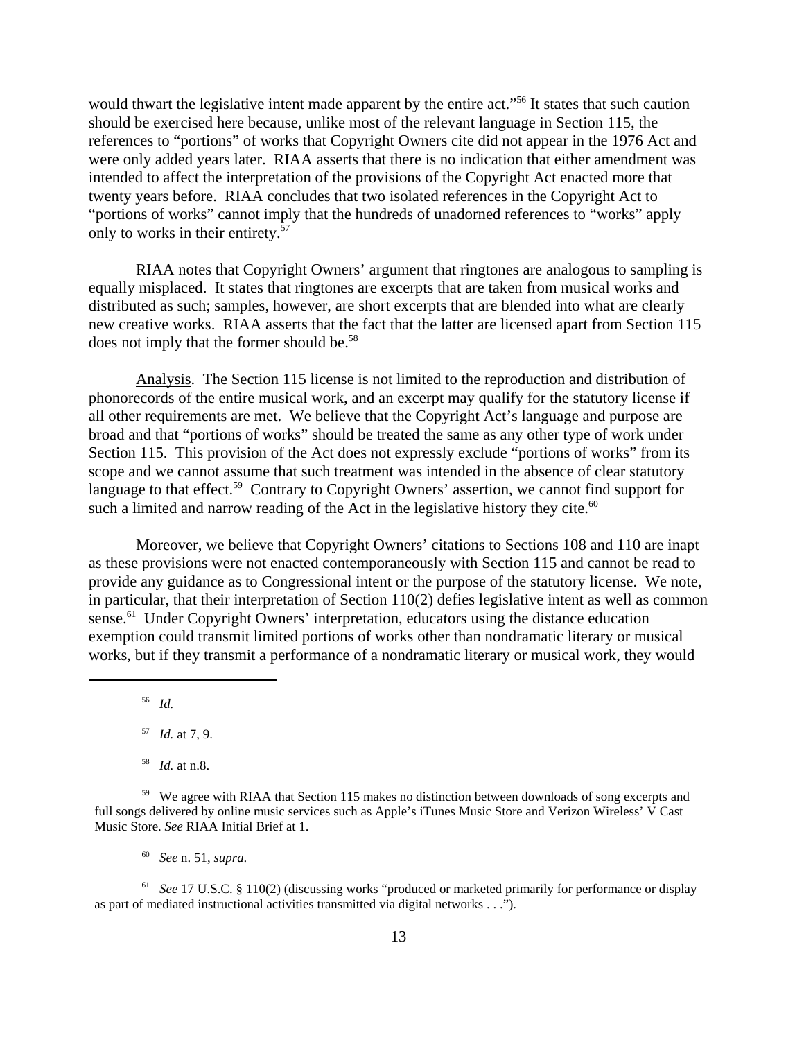would thwart the legislative intent made apparent by the entire act."[56] It states that such caution should be exercised here because, unlike most of the relevant language in Section 115, the references to "portions" of works that Copyright Owners cite did not appear in the 1976 Act and were only added years later. RIAA asserts that there is no indication that either amendment was intended to affect the interpretation of the provisions of the Copyright Act enacted more that twenty years before. RIAA concludes that two isolated references in the Copyright Act to "portions of works" cannot imply that the hundreds of unadorned references to "works" apply only to works in their entirety.[57]

RIAA notes that Copyright Owners' argument that ringtones are analogous to sampling is equally misplaced. It states that ringtones are excerpts that are taken from musical works and distributed as such; samples, however, are short excerpts that are blended into what are clearly new creative works. RIAA asserts that the fact that the latter are licensed apart from Section 115 does not imply that the former should be.[58]

Analysis. The Section 115 license is not limited to the reproduction and distribution of phonorecords of the entire musical work, and an excerpt may qualify for the statutory license if all other requirements are met. We believe that the Copyright Act's language and purpose are broad and that "portions of works" should be treated the same as any other type of work under Section 115. This provision of the Act does not expressly exclude "portions of works" from its scope and we cannot assume that such treatment was intended in the absence of clear statutory language to that effect.[59] Contrary to Copyright Owners' assertion, we cannot find support for such a limited and narrow reading of the Act in the legislative history they cite.[60]

Moreover, we believe that Copyright Owners' citations to Sections 108 and 110 are inapt as these provisions were not enacted contemporaneously with Section 115 and cannot be read to provide any guidance as to Congressional intent or the purpose of the statutory license. We note, in particular, that their interpretation of Section 110(2) defies legislative intent as well as common sense.[61] Under Copyright Owners' interpretation, educators using the distance education exemption could transmit limited portions of works other than nondramatic literary or musical works, but if they transmit a performance of a nondramatic literary or musical work, they would

---

[56] *Id.*

[57] *Id.* at 7, 9.

[58] *Id.* at n.8.

[59] We agree with RIAA that Section 115 makes no distinction between downloads of song excerpts and full songs delivered by online music services such as Apple's iTunes Music Store and Verizon Wireless' V Cast Music Store. *See* RIAA Initial Brief at 1.

[60] *See* n. 51, *supra.*

[61] *See* 17 U.S.C. § 110(2) (discussing works "produced or marketed primarily for performance or display as part of mediated instructional activities transmitted via digital networks . . .").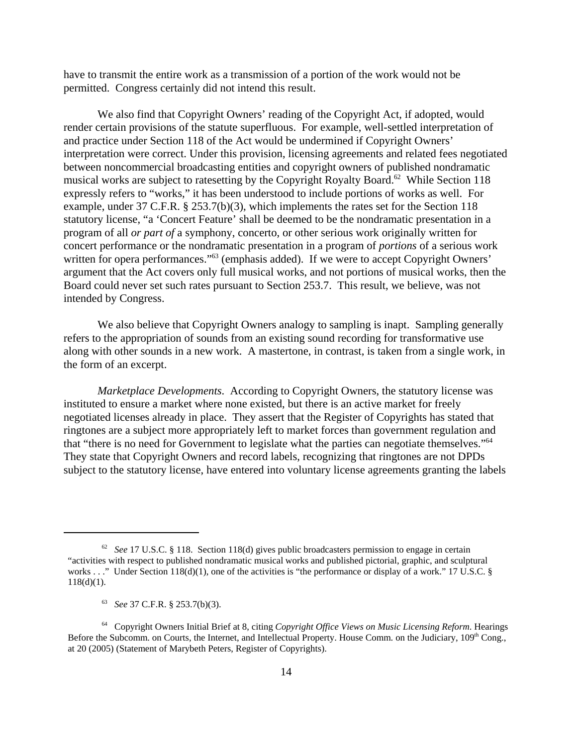have to transmit the entire work as a transmission of a portion of the work would not be permitted. Congress certainly did not intend this result.

We also find that Copyright Owners' reading of the Copyright Act, if adopted, would render certain provisions of the statute superfluous. For example, well-settled interpretation of and practice under Section 118 of the Act would be undermined if Copyright Owners' interpretation were correct. Under this provision, licensing agreements and related fees negotiated between noncommercial broadcasting entities and copyright owners of published nondramatic musical works are subject to ratesetting by the Copyright Royalty Board.[62] While Section 118 expressly refers to "works," it has been understood to include portions of works as well. For example, under 37 C.F.R. § 253.7(b)(3), which implements the rates set for the Section 118 statutory license, "a 'Concert Feature' shall be deemed to be the nondramatic presentation in a program of all *or part of* a symphony, concerto, or other serious work originally written for concert performance or the nondramatic presentation in a program of *portions* of a serious work written for opera performances."[63] (emphasis added). If we were to accept Copyright Owners' argument that the Act covers only full musical works, and not portions of musical works, then the Board could never set such rates pursuant to Section 253.7. This result, we believe, was not intended by Congress.

We also believe that Copyright Owners analogy to sampling is inapt. Sampling generally refers to the appropriation of sounds from an existing sound recording for transformative use along with other sounds in a new work. A mastertone, in contrast, is taken from a single work, in the form of an excerpt.

*Marketplace Developments*. According to Copyright Owners, the statutory license was instituted to ensure a market where none existed, but there is an active market for freely negotiated licenses already in place. They assert that the Register of Copyrights has stated that ringtones are a subject more appropriately left to market forces than government regulation and that "there is no need for Government to legislate what the parties can negotiate themselves."[64] They state that Copyright Owners and record labels, recognizing that ringtones are not DPDs subject to the statutory license, have entered into voluntary license agreements granting the labels

---

[62] *See* 17 U.S.C. § 118. Section 118(d) gives public broadcasters permission to engage in certain "activities with respect to published nondramatic musical works and published pictorial, graphic, and sculptural works . . ." Under Section 118(d)(1), one of the activities is "the performance or display of a work." 17 U.S.C. § 118(d)(1).

[63] *See* 37 C.F.R. § 253.7(b)(3).

[64] Copyright Owners Initial Brief at 8, citing *Copyright Office Views on Music Licensing Reform*. Hearings Before the Subcomm. on Courts, the Internet, and Intellectual Property. House Comm. on the Judiciary, 109th Cong., at 20 (2005) (Statement of Marybeth Peters, Register of Copyrights).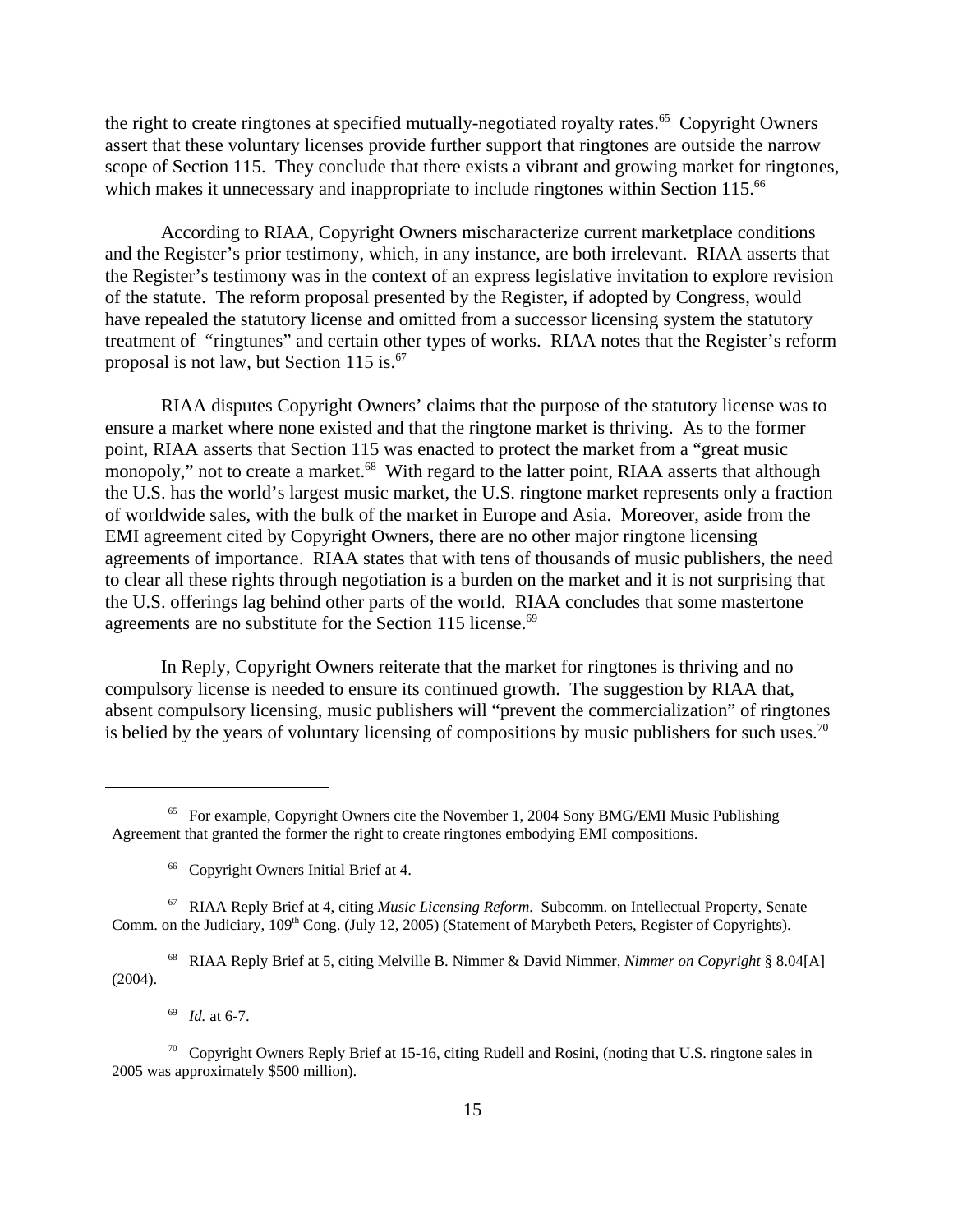the right to create ringtones at specified mutually-negotiated royalty rates.[65] Copyright Owners assert that these voluntary licenses provide further support that ringtones are outside the narrow scope of Section 115. They conclude that there exists a vibrant and growing market for ringtones, which makes it unnecessary and inappropriate to include ringtones within Section 115.[66]

According to RIAA, Copyright Owners mischaracterize current marketplace conditions and the Register's prior testimony, which, in any instance, are both irrelevant. RIAA asserts that the Register's testimony was in the context of an express legislative invitation to explore revision of the statute. The reform proposal presented by the Register, if adopted by Congress, would have repealed the statutory license and omitted from a successor licensing system the statutory treatment of "ringtunes" and certain other types of works. RIAA notes that the Register's reform proposal is not law, but Section 115 is.[67]

RIAA disputes Copyright Owners' claims that the purpose of the statutory license was to ensure a market where none existed and that the ringtone market is thriving. As to the former point, RIAA asserts that Section 115 was enacted to protect the market from a "great music monopoly," not to create a market.[68] With regard to the latter point, RIAA asserts that although the U.S. has the world's largest music market, the U.S. ringtone market represents only a fraction of worldwide sales, with the bulk of the market in Europe and Asia. Moreover, aside from the EMI agreement cited by Copyright Owners, there are no other major ringtone licensing agreements of importance. RIAA states that with tens of thousands of music publishers, the need to clear all these rights through negotiation is a burden on the market and it is not surprising that the U.S. offerings lag behind other parts of the world. RIAA concludes that some mastertone agreements are no substitute for the Section 115 license.[69]

In Reply, Copyright Owners reiterate that the market for ringtones is thriving and no compulsory license is needed to ensure its continued growth. The suggestion by RIAA that, absent compulsory licensing, music publishers will "prevent the commercialization" of ringtones is belied by the years of voluntary licensing of compositions by music publishers for such uses.[70]

---

[65] For example, Copyright Owners cite the November 1, 2004 Sony BMG/EMI Music Publishing Agreement that granted the former the right to create ringtones embodying EMI compositions.

[66] Copyright Owners Initial Brief at 4.

[67] RIAA Reply Brief at 4, citing *Music Licensing Reform*. Subcomm. on Intellectual Property, Senate Comm. on the Judiciary, 109th Cong. (July 12, 2005) (Statement of Marybeth Peters, Register of Copyrights).

[68] RIAA Reply Brief at 5, citing Melville B. Nimmer & David Nimmer, *Nimmer on Copyright* § 8.04[A] (2004).

[69] *Id.* at 6-7.

[70] Copyright Owners Reply Brief at 15-16, citing Rudell and Rosini, (noting that U.S. ringtone sales in 2005 was approximately $500 million).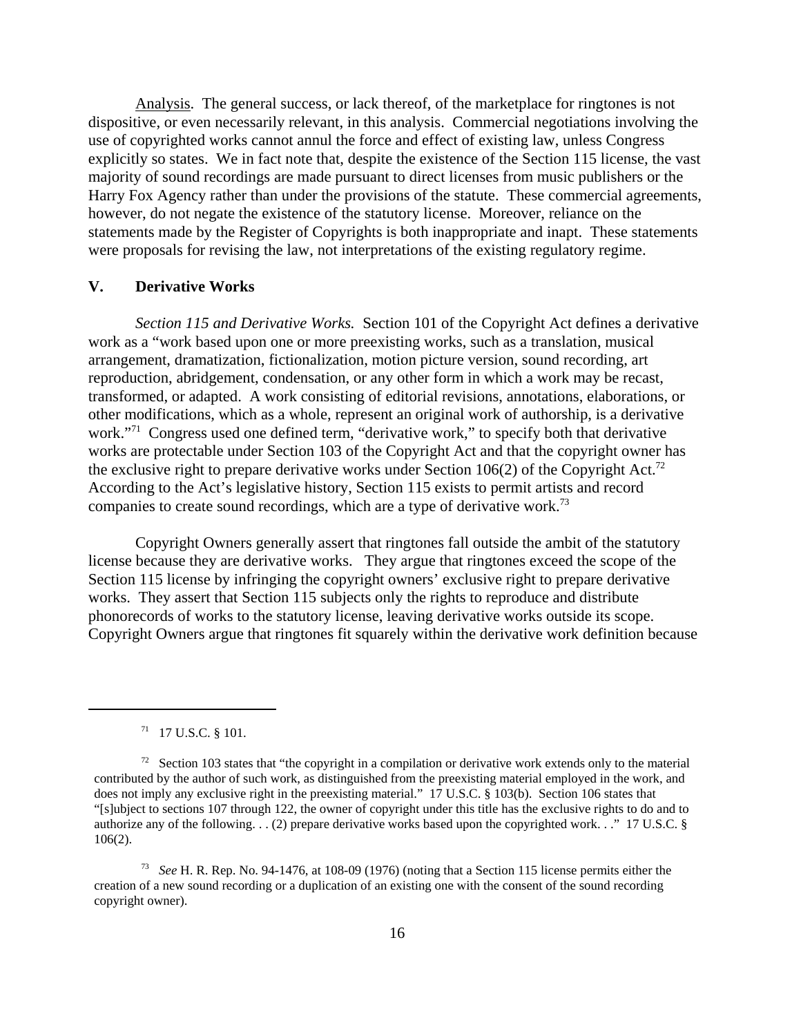Analysis. The general success, or lack thereof, of the marketplace for ringtones is not dispositive, or even necessarily relevant, in this analysis. Commercial negotiations involving the use of copyrighted works cannot annul the force and effect of existing law, unless Congress explicitly so states. We in fact note that, despite the existence of the Section 115 license, the vast majority of sound recordings are made pursuant to direct licenses from music publishers or the Harry Fox Agency rather than under the provisions of the statute. These commercial agreements, however, do not negate the existence of the statutory license. Moreover, reliance on the statements made by the Register of Copyrights is both inappropriate and inapt. These statements were proposals for revising the law, not interpretations of the existing regulatory regime.

## V. Derivative Works

*Section 115 and Derivative Works.* Section 101 of the Copyright Act defines a derivative work as a "work based upon one or more preexisting works, such as a translation, musical arrangement, dramatization, fictionalization, motion picture version, sound recording, art reproduction, abridgement, condensation, or any other form in which a work may be recast, transformed, or adapted. A work consisting of editorial revisions, annotations, elaborations, or other modifications, which as a whole, represent an original work of authorship, is a derivative work."[71] Congress used one defined term, "derivative work," to specify both that derivative works are protectable under Section 103 of the Copyright Act and that the copyright owner has the exclusive right to prepare derivative works under Section 106(2) of the Copyright Act.[72] According to the Act's legislative history, Section 115 exists to permit artists and record companies to create sound recordings, which are a type of derivative work.[73]

Copyright Owners generally assert that ringtones fall outside the ambit of the statutory license because they are derivative works. They argue that ringtones exceed the scope of the Section 115 license by infringing the copyright owners' exclusive right to prepare derivative works. They assert that Section 115 subjects only the rights to reproduce and distribute phonorecords of works to the statutory license, leaving derivative works outside its scope. Copyright Owners argue that ringtones fit squarely within the derivative work definition because

---

[71] 17 U.S.C. § 101.

[72] Section 103 states that "the copyright in a compilation or derivative work extends only to the material contributed by the author of such work, as distinguished from the preexisting material employed in the work, and does not imply any exclusive right in the preexisting material." 17 U.S.C. § 103(b). Section 106 states that "[s]ubject to sections 107 through 122, the owner of copyright under this title has the exclusive rights to do and to authorize any of the following. . . (2) prepare derivative works based upon the copyrighted work. . ." 17 U.S.C. § 106(2).

[73] *See* H. R. Rep. No. 94-1476, at 108-09 (1976) (noting that a Section 115 license permits either the creation of a new sound recording or a duplication of an existing one with the consent of the sound recording copyright owner).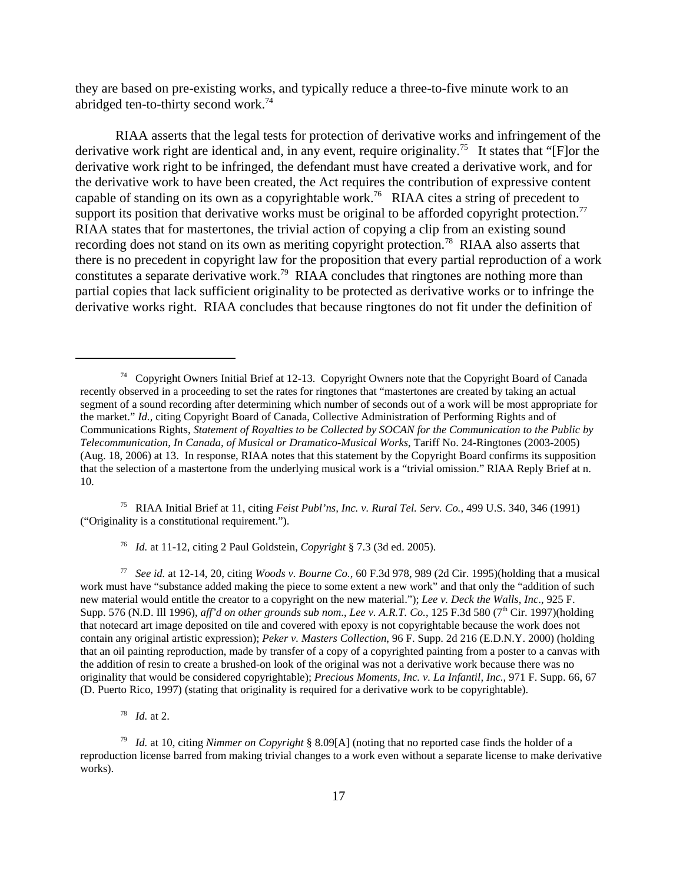they are based on pre-existing works, and typically reduce a three-to-five minute work to an abridged ten-to-thirty second work.[74]

RIAA asserts that the legal tests for protection of derivative works and infringement of the derivative work right are identical and, in any event, require originality.[75] It states that "[F]or the derivative work right to be infringed, the defendant must have created a derivative work, and for the derivative work to have been created, the Act requires the contribution of expressive content capable of standing on its own as a copyrightable work.[76] RIAA cites a string of precedent to support its position that derivative works must be original to be afforded copyright protection.[77] RIAA states that for mastertones, the trivial action of copying a clip from an existing sound recording does not stand on its own as meriting copyright protection.[78] RIAA also asserts that there is no precedent in copyright law for the proposition that every partial reproduction of a work constitutes a separate derivative work.[79] RIAA concludes that ringtones are nothing more than partial copies that lack sufficient originality to be protected as derivative works or to infringe the derivative works right. RIAA concludes that because ringtones do not fit under the definition of

---

[74] Copyright Owners Initial Brief at 12-13. Copyright Owners note that the Copyright Board of Canada recently observed in a proceeding to set the rates for ringtones that "mastertones are created by taking an actual segment of a sound recording after determining which number of seconds out of a work will be most appropriate for the market." *Id.*, citing Copyright Board of Canada, Collective Administration of Performing Rights and of Communications Rights, *Statement of Royalties to be Collected by SOCAN for the Communication to the Public by Telecommunication, In Canada, of Musical or Dramatico-Musical Works*, Tariff No. 24-Ringtones (2003-2005) (Aug. 18, 2006) at 13. In response, RIAA notes that this statement by the Copyright Board confirms its supposition that the selection of a mastertone from the underlying musical work is a "trivial omission." RIAA Reply Brief at n. 10.

[75] RIAA Initial Brief at 11, citing *Feist Publ'ns, Inc. v. Rural Tel. Serv. Co.*, 499 U.S. 340, 346 (1991) ("Originality is a constitutional requirement.").

[76] *Id.* at 11-12, citing 2 Paul Goldstein, *Copyright* § 7.3 (3d ed. 2005).

[77] *See id.* at 12-14, 20, citing *Woods v. Bourne Co.*, 60 F.3d 978, 989 (2d Cir. 1995)(holding that a musical work must have "substance added making the piece to some extent a new work" and that only the "addition of such new material would entitle the creator to a copyright on the new material."); *Lee v. Deck the Walls, Inc.*, 925 F. Supp. 576 (N.D. Ill 1996), *aff'd on other grounds sub nom., Lee v. A.R.T. Co.*, 125 F.3d 580 (7th Cir. 1997)(holding that notecard art image deposited on tile and covered with epoxy is not copyrightable because the work does not contain any original artistic expression); *Peker v. Masters Collection*, 96 F. Supp. 2d 216 (E.D.N.Y. 2000) (holding that an oil painting reproduction, made by transfer of a copy of a copyrighted painting from a poster to a canvas with the addition of resin to create a brushed-on look of the original was not a derivative work because there was no originality that would be considered copyrightable); *Precious Moments, Inc. v. La Infantil, Inc.*, 971 F. Supp. 66, 67 (D. Puerto Rico, 1997) (stating that originality is required for a derivative work to be copyrightable).

[78] *Id.* at 2.

[79] *Id.* at 10, citing *Nimmer on Copyright* § 8.09[A] (noting that no reported case finds the holder of a reproduction license barred from making trivial changes to a work even without a separate license to make derivative works).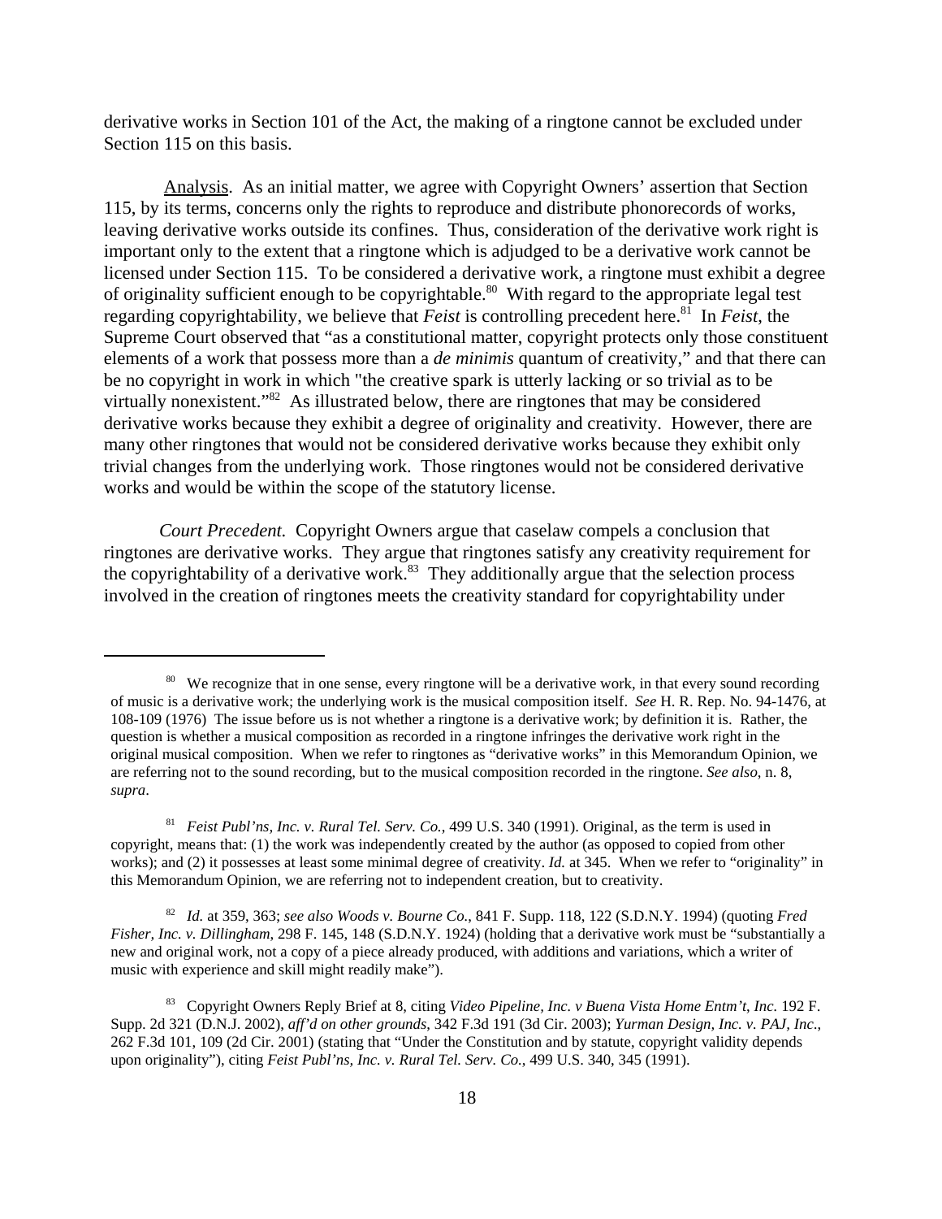derivative works in Section 101 of the Act, the making of a ringtone cannot be excluded under Section 115 on this basis.

Analysis. As an initial matter, we agree with Copyright Owners' assertion that Section 115, by its terms, concerns only the rights to reproduce and distribute phonorecords of works, leaving derivative works outside its confines. Thus, consideration of the derivative work right is important only to the extent that a ringtone which is adjudged to be a derivative work cannot be licensed under Section 115. To be considered a derivative work, a ringtone must exhibit a degree of originality sufficient enough to be copyrightable.[80] With regard to the appropriate legal test regarding copyrightability, we believe that *Feist* is controlling precedent here.[81] In *Feist*, the Supreme Court observed that "as a constitutional matter, copyright protects only those constituent elements of a work that possess more than a *de minimis* quantum of creativity," and that there can be no copyright in work in which "the creative spark is utterly lacking or so trivial as to be virtually nonexistent."[82] As illustrated below, there are ringtones that may be considered derivative works because they exhibit a degree of originality and creativity. However, there are many other ringtones that would not be considered derivative works because they exhibit only trivial changes from the underlying work. Those ringtones would not be considered derivative works and would be within the scope of the statutory license.

*Court Precedent.* Copyright Owners argue that caselaw compels a conclusion that ringtones are derivative works. They argue that ringtones satisfy any creativity requirement for the copyrightability of a derivative work.[83] They additionally argue that the selection process involved in the creation of ringtones meets the creativity standard for copyrightability under

---

[80] We recognize that in one sense, every ringtone will be a derivative work, in that every sound recording of music is a derivative work; the underlying work is the musical composition itself. *See* H. R. Rep. No. 94-1476, at 108-109 (1976) The issue before us is not whether a ringtone is a derivative work; by definition it is. Rather, the question is whether a musical composition as recorded in a ringtone infringes the derivative work right in the original musical composition. When we refer to ringtones as "derivative works" in this Memorandum Opinion, we are referring not to the sound recording, but to the musical composition recorded in the ringtone. *See also*, n. 8, *supra*.

[81] *Feist Publ'ns, Inc. v. Rural Tel. Serv. Co.*, 499 U.S. 340 (1991). Original, as the term is used in copyright, means that: (1) the work was independently created by the author (as opposed to copied from other works); and (2) it possesses at least some minimal degree of creativity. *Id.* at 345. When we refer to "originality" in this Memorandum Opinion, we are referring not to independent creation, but to creativity.

[82] *Id.* at 359, 363; *see also Woods v. Bourne Co.*, 841 F. Supp. 118, 122 (S.D.N.Y. 1994) (quoting *Fred Fisher, Inc. v. Dillingham*, 298 F. 145, 148 (S.D.N.Y. 1924) (holding that a derivative work must be "substantially a new and original work, not a copy of a piece already produced, with additions and variations, which a writer of music with experience and skill might readily make").

[83] Copyright Owners Reply Brief at 8, citing *Video Pipeline, Inc. v Buena Vista Home Entm't, Inc.* 192 F. Supp. 2d 321 (D.N.J. 2002), *aff'd on other grounds*, 342 F.3d 191 (3d Cir. 2003); *Yurman Design, Inc. v. PAJ, Inc.*, 262 F.3d 101, 109 (2d Cir. 2001) (stating that "Under the Constitution and by statute, copyright validity depends upon originality"), citing *Feist Publ'ns, Inc. v. Rural Tel. Serv. Co.*, 499 U.S. 340, 345 (1991).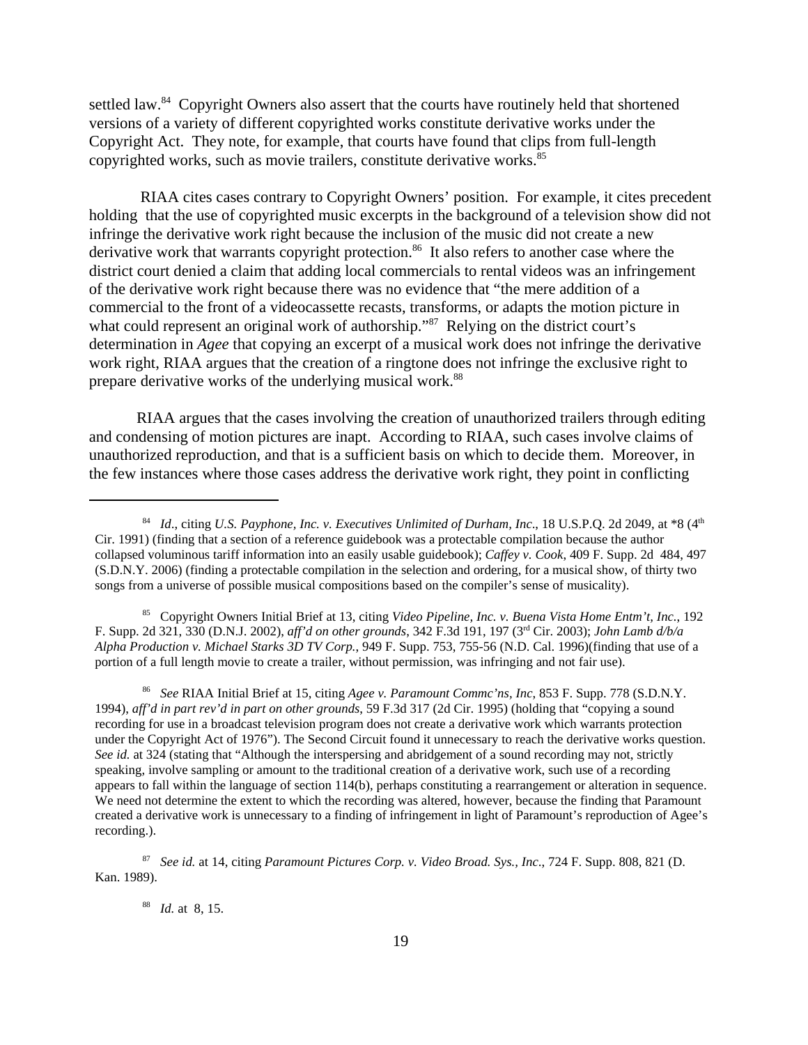settled law.[84] Copyright Owners also assert that the courts have routinely held that shortened versions of a variety of different copyrighted works constitute derivative works under the Copyright Act. They note, for example, that courts have found that clips from full-length copyrighted works, such as movie trailers, constitute derivative works.[85]

RIAA cites cases contrary to Copyright Owners' position. For example, it cites precedent holding that the use of copyrighted music excerpts in the background of a television show did not infringe the derivative work right because the inclusion of the music did not create a new derivative work that warrants copyright protection.[86] It also refers to another case where the district court denied a claim that adding local commercials to rental videos was an infringement of the derivative work right because there was no evidence that "the mere addition of a commercial to the front of a videocassette recasts, transforms, or adapts the motion picture in what could represent an original work of authorship."[87] Relying on the district court's determination in *Agee* that copying an excerpt of a musical work does not infringe the derivative work right, RIAA argues that the creation of a ringtone does not infringe the exclusive right to prepare derivative works of the underlying musical work.[88]

RIAA argues that the cases involving the creation of unauthorized trailers through editing and condensing of motion pictures are inapt. According to RIAA, such cases involve claims of unauthorized reproduction, and that is a sufficient basis on which to decide them. Moreover, in the few instances where those cases address the derivative work right, they point in conflicting

---

[84] *Id*., citing *U.S. Payphone, Inc. v. Executives Unlimited of Durham, Inc*., 18 U.S.P.Q. 2d 2049, at *8 (4th Cir. 1991) (finding that a section of a reference guidebook was a protectable compilation because the author collapsed voluminous tariff information into an easily usable guidebook); *Caffey v. Cook*, 409 F. Supp. 2d 484, 497 (S.D.N.Y. 2006) (finding a protectable compilation in the selection and ordering, for a musical show, of thirty two songs from a universe of possible musical compositions based on the compiler's sense of musicality).

[85] Copyright Owners Initial Brief at 13, citing *Video Pipeline, Inc. v. Buena Vista Home Entm't, Inc*., 192 F. Supp. 2d 321, 330 (D.N.J. 2002), *aff'd on other grounds*, 342 F.3d 191, 197 (3rd Cir. 2003); *John Lamb d/b/a Alpha Production v. Michael Starks 3D TV Corp.*, 949 F. Supp. 753, 755-56 (N.D. Cal. 1996)(finding that use of a portion of a full length movie to create a trailer, without permission, was infringing and not fair use).

[86] *See* RIAA Initial Brief at 15, citing *Agee v. Paramount Commc'ns, Inc*, 853 F. Supp. 778 (S.D.N.Y. 1994), *aff'd in part rev'd in part on other grounds*, 59 F.3d 317 (2d Cir. 1995) (holding that "copying a sound recording for use in a broadcast television program does not create a derivative work which warrants protection under the Copyright Act of 1976"). The Second Circuit found it unnecessary to reach the derivative works question. *See id.* at 324 (stating that "Although the interspersing and abridgement of a sound recording may not, strictly speaking, involve sampling or amount to the traditional creation of a derivative work, such use of a recording appears to fall within the language of section 114(b), perhaps constituting a rearrangement or alteration in sequence. We need not determine the extent to which the recording was altered, however, because the finding that Paramount created a derivative work is unnecessary to a finding of infringement in light of Paramount's reproduction of Agee's recording.).

[87] *See id.* at 14, citing *Paramount Pictures Corp. v. Video Broad. Sys., Inc*., 724 F. Supp. 808, 821 (D. Kan. 1989).

[88] *Id.* at 8, 15.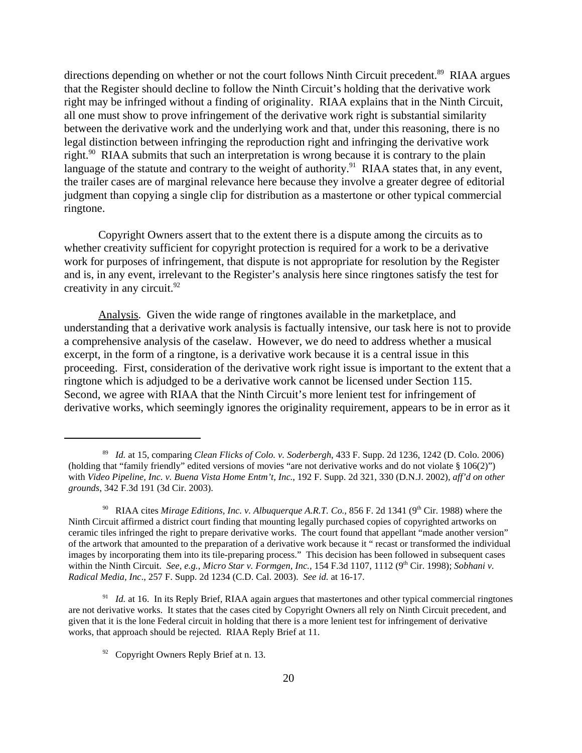directions depending on whether or not the court follows Ninth Circuit precedent.[89] RIAA argues that the Register should decline to follow the Ninth Circuit's holding that the derivative work right may be infringed without a finding of originality. RIAA explains that in the Ninth Circuit, all one must show to prove infringement of the derivative work right is substantial similarity between the derivative work and the underlying work and that, under this reasoning, there is no legal distinction between infringing the reproduction right and infringing the derivative work right.[90] RIAA submits that such an interpretation is wrong because it is contrary to the plain language of the statute and contrary to the weight of authority.[91] RIAA states that, in any event, the trailer cases are of marginal relevance here because they involve a greater degree of editorial judgment than copying a single clip for distribution as a mastertone or other typical commercial ringtone.

Copyright Owners assert that to the extent there is a dispute among the circuits as to whether creativity sufficient for copyright protection is required for a work to be a derivative work for purposes of infringement, that dispute is not appropriate for resolution by the Register and is, in any event, irrelevant to the Register's analysis here since ringtones satisfy the test for creativity in any circuit.[92]

Analysis. Given the wide range of ringtones available in the marketplace, and understanding that a derivative work analysis is factually intensive, our task here is not to provide a comprehensive analysis of the caselaw. However, we do need to address whether a musical excerpt, in the form of a ringtone, is a derivative work because it is a central issue in this proceeding. First, consideration of the derivative work right issue is important to the extent that a ringtone which is adjudged to be a derivative work cannot be licensed under Section 115. Second, we agree with RIAA that the Ninth Circuit's more lenient test for infringement of derivative works, which seemingly ignores the originality requirement, appears to be in error as it

---

[89] *Id.* at 15, comparing *Clean Flicks of Colo. v. Soderbergh*, 433 F. Supp. 2d 1236, 1242 (D. Colo. 2006) (holding that "family friendly" edited versions of movies "are not derivative works and do not violate § 106(2)") with *Video Pipeline, Inc. v. Buena Vista Home Entm't, Inc.*, 192 F. Supp. 2d 321, 330 (D.N.J. 2002), *aff'd on other grounds*, 342 F.3d 191 (3d Cir. 2003).

[90] RIAA cites *Mirage Editions, Inc. v. Albuquerque A.R.T. Co.*, 856 F. 2d 1341 (9th Cir. 1988) where the Ninth Circuit affirmed a district court finding that mounting legally purchased copies of copyrighted artworks on ceramic tiles infringed the right to prepare derivative works. The court found that appellant "made another version" of the artwork that amounted to the preparation of a derivative work because it " recast or transformed the individual images by incorporating them into its tile-preparing process." This decision has been followed in subsequent cases within the Ninth Circuit. *See, e.g.*, *Micro Star v. Formgen, Inc.*, 154 F.3d 1107, 1112 (9th Cir. 1998); *Sobhani v. Radical Media, Inc*., 257 F. Supp. 2d 1234 (C.D. Cal. 2003). *See id.* at 16-17.

[91] *Id.* at 16. In its Reply Brief, RIAA again argues that mastertones and other typical commercial ringtones are not derivative works. It states that the cases cited by Copyright Owners all rely on Ninth Circuit precedent, and given that it is the lone Federal circuit in holding that there is a more lenient test for infringement of derivative works, that approach should be rejected. RIAA Reply Brief at 11.

[92] Copyright Owners Reply Brief at n. 13.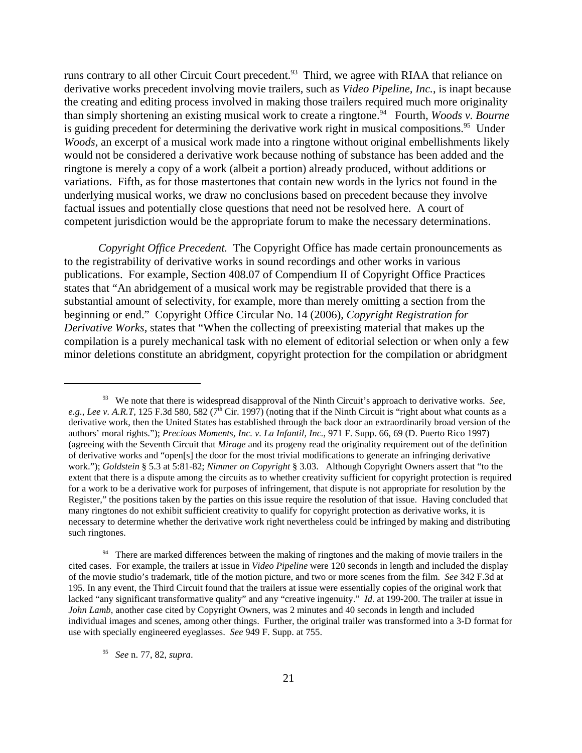runs contrary to all other Circuit Court precedent.[93] Third, we agree with RIAA that reliance on derivative works precedent involving movie trailers, such as *Video Pipeline, Inc.*, is inapt because the creating and editing process involved in making those trailers required much more originality than simply shortening an existing musical work to create a ringtone.[94] Fourth, *Woods v. Bourne* is guiding precedent for determining the derivative work right in musical compositions.[95] Under *Woods*, an excerpt of a musical work made into a ringtone without original embellishments likely would not be considered a derivative work because nothing of substance has been added and the ringtone is merely a copy of a work (albeit a portion) already produced, without additions or variations. Fifth, as for those mastertones that contain new words in the lyrics not found in the underlying musical works, we draw no conclusions based on precedent because they involve factual issues and potentially close questions that need not be resolved here. A court of competent jurisdiction would be the appropriate forum to make the necessary determinations.

*Copyright Office Precedent.* The Copyright Office has made certain pronouncements as to the registrability of derivative works in sound recordings and other works in various publications. For example, Section 408.07 of Compendium II of Copyright Office Practices states that "An abridgement of a musical work may be registrable provided that there is a substantial amount of selectivity, for example, more than merely omitting a section from the beginning or end." Copyright Office Circular No. 14 (2006), *Copyright Registration for Derivative Works*, states that "When the collecting of preexisting material that makes up the compilation is a purely mechanical task with no element of editorial selection or when only a few minor deletions constitute an abridgment, copyright protection for the compilation or abridgment

---

[93] We note that there is widespread disapproval of the Ninth Circuit's approach to derivative works. *See, e.g.*, *Lee v. A.R.T*, 125 F.3d 580, 582 (7th Cir. 1997) (noting that if the Ninth Circuit is "right about what counts as a derivative work, then the United States has established through the back door an extraordinarily broad version of the authors' moral rights."); *Precious Moments, Inc. v. La Infantil, Inc.*, 971 F. Supp. 66, 69 (D. Puerto Rico 1997) (agreeing with the Seventh Circuit that *Mirage* and its progeny read the originality requirement out of the definition of derivative works and "open[s] the door for the most trivial modifications to generate an infringing derivative work."); *Goldstein* § 5.3 at 5:81-82; *Nimmer on Copyright* § 3.03. Although Copyright Owners assert that "to the extent that there is a dispute among the circuits as to whether creativity sufficient for copyright protection is required for a work to be a derivative work for purposes of infringement, that dispute is not appropriate for resolution by the Register," the positions taken by the parties on this issue require the resolution of that issue. Having concluded that many ringtones do not exhibit sufficient creativity to qualify for copyright protection as derivative works, it is necessary to determine whether the derivative work right nevertheless could be infringed by making and distributing such ringtones.

[94] There are marked differences between the making of ringtones and the making of movie trailers in the cited cases. For example, the trailers at issue in *Video Pipeline* were 120 seconds in length and included the display of the movie studio's trademark, title of the motion picture, and two or more scenes from the film. *See* 342 F.3d at 195. In any event, the Third Circuit found that the trailers at issue were essentially copies of the original work that lacked "any significant transformative quality" and any "creative ingenuity." *Id.* at 199-200. The trailer at issue in *John Lamb*, another case cited by Copyright Owners, was 2 minutes and 40 seconds in length and included individual images and scenes, among other things. Further, the original trailer was transformed into a 3-D format for use with specially engineered eyeglasses. *See* 949 F. Supp. at 755.

[95] *See* n. 77, 82, *supra*.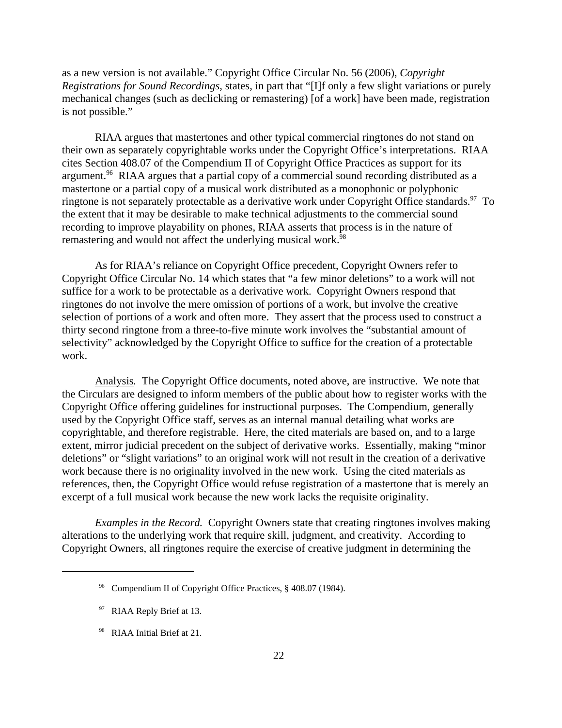as a new version is not available." Copyright Office Circular No. 56 (2006), *Copyright Registrations for Sound Recordings*, states, in part that "[I]f only a few slight variations or purely mechanical changes (such as declicking or remastering) [of a work] have been made, registration is not possible."

RIAA argues that mastertones and other typical commercial ringtones do not stand on their own as separately copyrightable works under the Copyright Office's interpretations. RIAA cites Section 408.07 of the Compendium II of Copyright Office Practices as support for its argument.[96] RIAA argues that a partial copy of a commercial sound recording distributed as a mastertone or a partial copy of a musical work distributed as a monophonic or polyphonic ringtone is not separately protectable as a derivative work under Copyright Office standards.[97] To the extent that it may be desirable to make technical adjustments to the commercial sound recording to improve playability on phones, RIAA asserts that process is in the nature of remastering and would not affect the underlying musical work.[98]

As for RIAA's reliance on Copyright Office precedent, Copyright Owners refer to Copyright Office Circular No. 14 which states that "a few minor deletions" to a work will not suffice for a work to be protectable as a derivative work. Copyright Owners respond that ringtones do not involve the mere omission of portions of a work, but involve the creative selection of portions of a work and often more. They assert that the process used to construct a thirty second ringtone from a three-to-five minute work involves the "substantial amount of selectivity" acknowledged by the Copyright Office to suffice for the creation of a protectable work.

Analysis*.* The Copyright Office documents, noted above, are instructive. We note that the Circulars are designed to inform members of the public about how to register works with the Copyright Office offering guidelines for instructional purposes. The Compendium, generally used by the Copyright Office staff, serves as an internal manual detailing what works are copyrightable, and therefore registrable. Here, the cited materials are based on, and to a large extent, mirror judicial precedent on the subject of derivative works. Essentially, making "minor deletions" or "slight variations" to an original work will not result in the creation of a derivative work because there is no originality involved in the new work. Using the cited materials as references, then, the Copyright Office would refuse registration of a mastertone that is merely an excerpt of a full musical work because the new work lacks the requisite originality.

*Examples in the Record.* Copyright Owners state that creating ringtones involves making alterations to the underlying work that require skill, judgment, and creativity. According to Copyright Owners, all ringtones require the exercise of creative judgment in determining the

---

[96] Compendium II of Copyright Office Practices, § 408.07 (1984).

[97] RIAA Reply Brief at 13.

[98] RIAA Initial Brief at 21.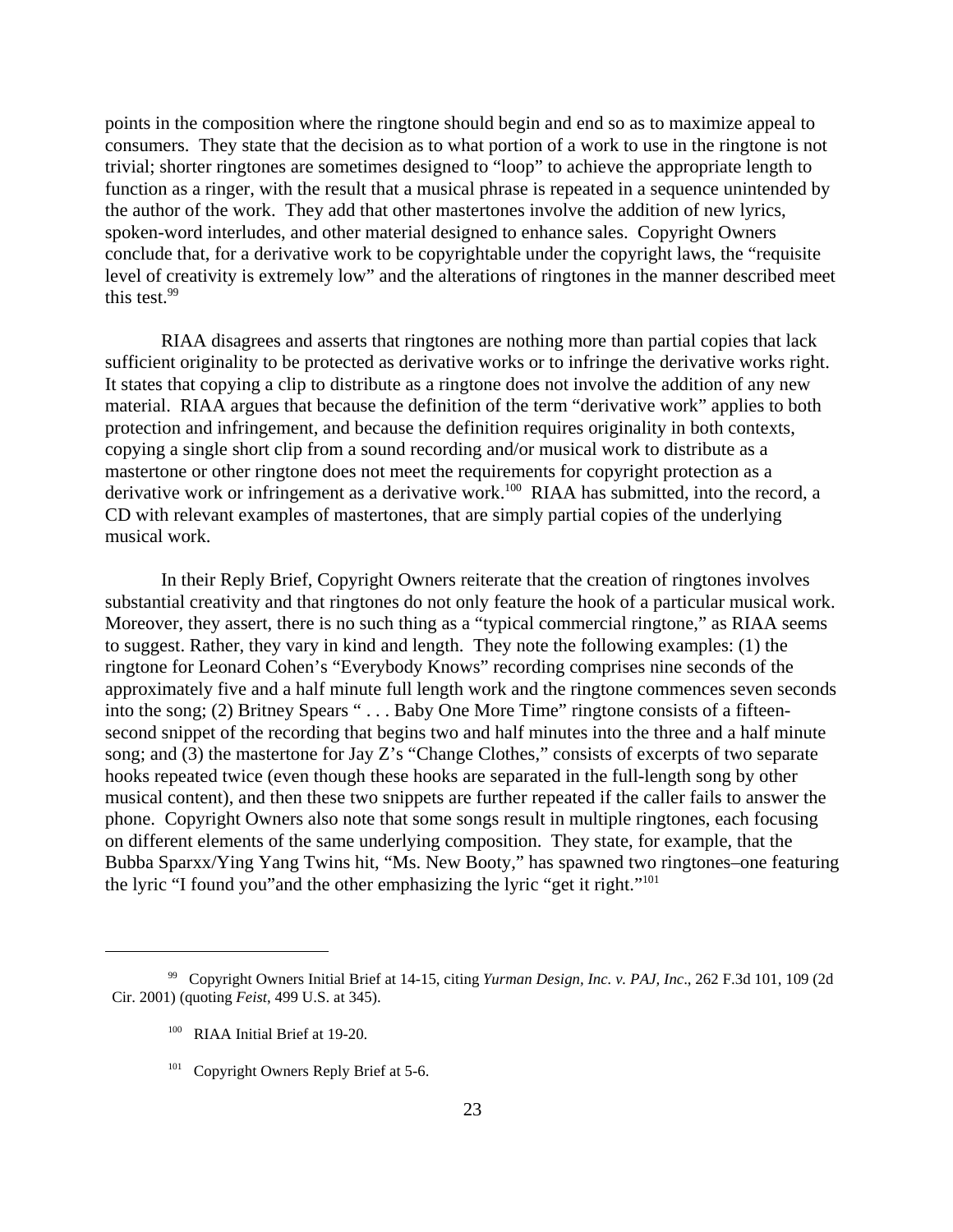points in the composition where the ringtone should begin and end so as to maximize appeal to consumers. They state that the decision as to what portion of a work to use in the ringtone is not trivial; shorter ringtones are sometimes designed to "loop" to achieve the appropriate length to function as a ringer, with the result that a musical phrase is repeated in a sequence unintended by the author of the work. They add that other mastertones involve the addition of new lyrics, spoken-word interludes, and other material designed to enhance sales. Copyright Owners conclude that, for a derivative work to be copyrightable under the copyright laws, the "requisite level of creativity is extremely low" and the alterations of ringtones in the manner described meet this test.[99]

RIAA disagrees and asserts that ringtones are nothing more than partial copies that lack sufficient originality to be protected as derivative works or to infringe the derivative works right. It states that copying a clip to distribute as a ringtone does not involve the addition of any new material. RIAA argues that because the definition of the term "derivative work" applies to both protection and infringement, and because the definition requires originality in both contexts, copying a single short clip from a sound recording and/or musical work to distribute as a mastertone or other ringtone does not meet the requirements for copyright protection as a derivative work or infringement as a derivative work.[100] RIAA has submitted, into the record, a CD with relevant examples of mastertones, that are simply partial copies of the underlying musical work.

In their Reply Brief, Copyright Owners reiterate that the creation of ringtones involves substantial creativity and that ringtones do not only feature the hook of a particular musical work. Moreover, they assert, there is no such thing as a "typical commercial ringtone," as RIAA seems to suggest. Rather, they vary in kind and length. They note the following examples: (1) the ringtone for Leonard Cohen's "Everybody Knows" recording comprises nine seconds of the approximately five and a half minute full length work and the ringtone commences seven seconds into the song; (2) Britney Spears " . . . Baby One More Time" ringtone consists of a fifteen-second snippet of the recording that begins two and half minutes into the three and a half minute song; and (3) the mastertone for Jay Z's "Change Clothes," consists of excerpts of two separate hooks repeated twice (even though these hooks are separated in the full-length song by other musical content), and then these two snippets are further repeated if the caller fails to answer the phone. Copyright Owners also note that some songs result in multiple ringtones, each focusing on different elements of the same underlying composition. They state, for example, that the Bubba Sparxx/Ying Yang Twins hit, "Ms. New Booty," has spawned two ringtones–one featuring the lyric "I found you"and the other emphasizing the lyric "get it right."[101]

---

[99] Copyright Owners Initial Brief at 14-15, citing *Yurman Design, Inc. v. PAJ, Inc*., 262 F.3d 101, 109 (2d Cir. 2001) (quoting *Feist*, 499 U.S. at 345).

[100] RIAA Initial Brief at 19-20.

[101] Copyright Owners Reply Brief at 5-6.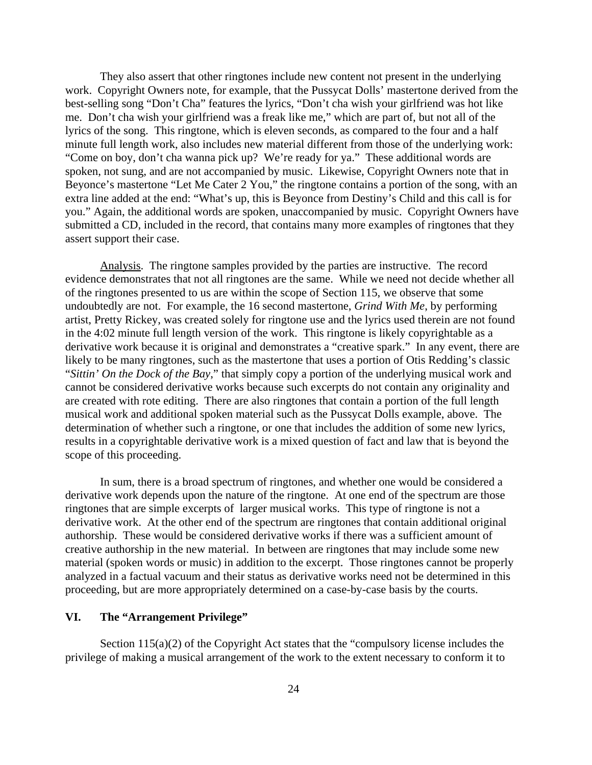They also assert that other ringtones include new content not present in the underlying work. Copyright Owners note, for example, that the Pussycat Dolls' mastertone derived from the best-selling song "Don't Cha" features the lyrics, "Don't cha wish your girlfriend was hot like me. Don't cha wish your girlfriend was a freak like me," which are part of, but not all of the lyrics of the song. This ringtone, which is eleven seconds, as compared to the four and a half minute full length work, also includes new material different from those of the underlying work: "Come on boy, don't cha wanna pick up? We're ready for ya." These additional words are spoken, not sung, and are not accompanied by music. Likewise, Copyright Owners note that in Beyonce's mastertone "Let Me Cater 2 You," the ringtone contains a portion of the song, with an extra line added at the end: "What's up, this is Beyonce from Destiny's Child and this call is for you." Again, the additional words are spoken, unaccompanied by music. Copyright Owners have submitted a CD, included in the record, that contains many more examples of ringtones that they assert support their case.

<u>Analysis</u>. The ringtone samples provided by the parties are instructive. The record evidence demonstrates that not all ringtones are the same. While we need not decide whether all of the ringtones presented to us are within the scope of Section 115, we observe that some undoubtedly are not. For example, the 16 second mastertone, *Grind With Me*, by performing artist, Pretty Rickey, was created solely for ringtone use and the lyrics used therein are not found in the 4:02 minute full length version of the work. This ringtone is likely copyrightable as a derivative work because it is original and demonstrates a "creative spark." In any event, there are likely to be many ringtones, such as the mastertone that uses a portion of Otis Redding's classic "*Sittin' On the Dock of the Bay*," that simply copy a portion of the underlying musical work and cannot be considered derivative works because such excerpts do not contain any originality and are created with rote editing. There are also ringtones that contain a portion of the full length musical work and additional spoken material such as the Pussycat Dolls example, above. The determination of whether such a ringtone, or one that includes the addition of some new lyrics, results in a copyrightable derivative work is a mixed question of fact and law that is beyond the scope of this proceeding.

In sum, there is a broad spectrum of ringtones, and whether one would be considered a derivative work depends upon the nature of the ringtone. At one end of the spectrum are those ringtones that are simple excerpts of larger musical works. This type of ringtone is not a derivative work. At the other end of the spectrum are ringtones that contain additional original authorship. These would be considered derivative works if there was a sufficient amount of creative authorship in the new material. In between are ringtones that may include some new material (spoken words or music) in addition to the excerpt. Those ringtones cannot be properly analyzed in a factual vacuum and their status as derivative works need not be determined in this proceeding, but are more appropriately determined on a case-by-case basis by the courts.

## VI. The "Arrangement Privilege"

Section 115(a)(2) of the Copyright Act states that the "compulsory license includes the privilege of making a musical arrangement of the work to the extent necessary to conform it to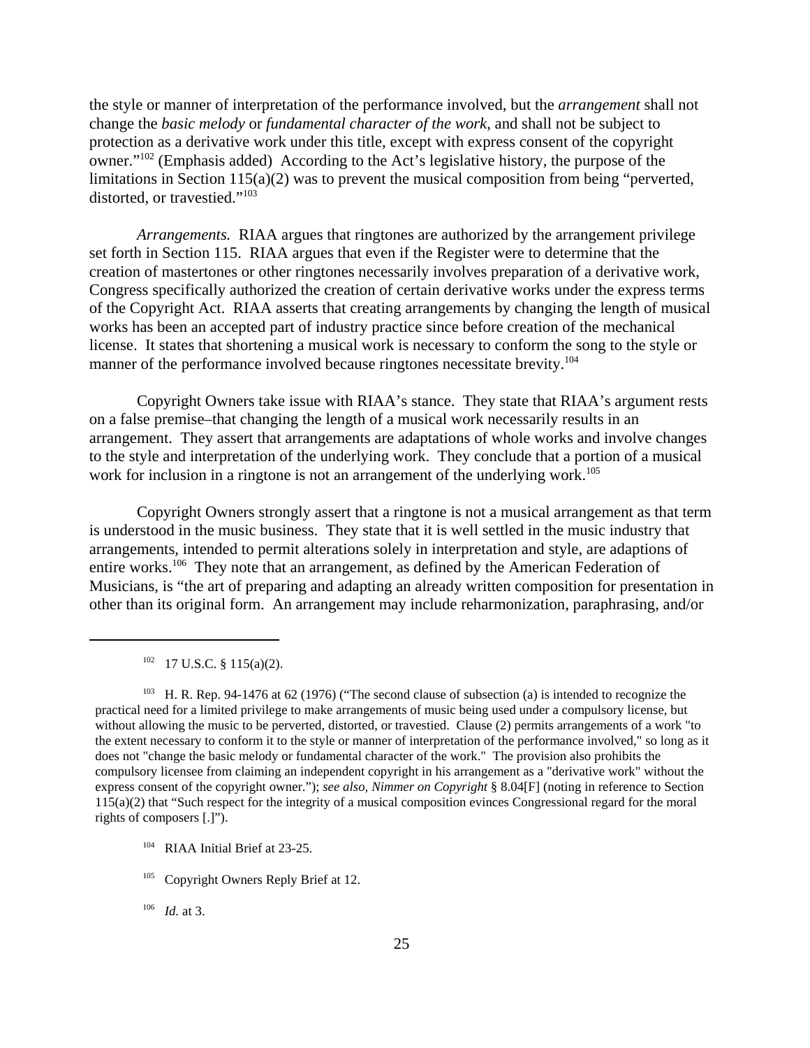the style or manner of interpretation of the performance involved, but the *arrangement* shall not change the *basic melody* or *fundamental character of the work*, and shall not be subject to protection as a derivative work under this title, except with express consent of the copyright owner."[102] (Emphasis added) According to the Act's legislative history, the purpose of the limitations in Section 115(a)(2) was to prevent the musical composition from being "perverted, distorted, or travestied."[103]

*Arrangements.* RIAA argues that ringtones are authorized by the arrangement privilege set forth in Section 115. RIAA argues that even if the Register were to determine that the creation of mastertones or other ringtones necessarily involves preparation of a derivative work, Congress specifically authorized the creation of certain derivative works under the express terms of the Copyright Act. RIAA asserts that creating arrangements by changing the length of musical works has been an accepted part of industry practice since before creation of the mechanical license. It states that shortening a musical work is necessary to conform the song to the style or manner of the performance involved because ringtones necessitate brevity.[104]

Copyright Owners take issue with RIAA's stance. They state that RIAA's argument rests on a false premise–that changing the length of a musical work necessarily results in an arrangement. They assert that arrangements are adaptations of whole works and involve changes to the style and interpretation of the underlying work. They conclude that a portion of a musical work for inclusion in a ringtone is not an arrangement of the underlying work.[105]

Copyright Owners strongly assert that a ringtone is not a musical arrangement as that term is understood in the music business. They state that it is well settled in the music industry that arrangements, intended to permit alterations solely in interpretation and style, are adaptions of entire works.[106] They note that an arrangement, as defined by the American Federation of Musicians, is "the art of preparing and adapting an already written composition for presentation in other than its original form. An arrangement may include reharmonization, paraphrasing, and/or

---

[102] 17 U.S.C. § 115(a)(2).

[103] H. R. Rep. 94-1476 at 62 (1976) ("The second clause of subsection (a) is intended to recognize the practical need for a limited privilege to make arrangements of music being used under a compulsory license, but without allowing the music to be perverted, distorted, or travestied. Clause (2) permits arrangements of a work "to the extent necessary to conform it to the style or manner of interpretation of the performance involved," so long as it does not "change the basic melody or fundamental character of the work." The provision also prohibits the compulsory licensee from claiming an independent copyright in his arrangement as a "derivative work" without the express consent of the copyright owner."); *see also, Nimmer on Copyright* § 8.04[F] (noting in reference to Section 115(a)(2) that "Such respect for the integrity of a musical composition evinces Congressional regard for the moral rights of composers [.]").

[104] RIAA Initial Brief at 23-25.

[105] Copyright Owners Reply Brief at 12.

[106] *Id.* at 3.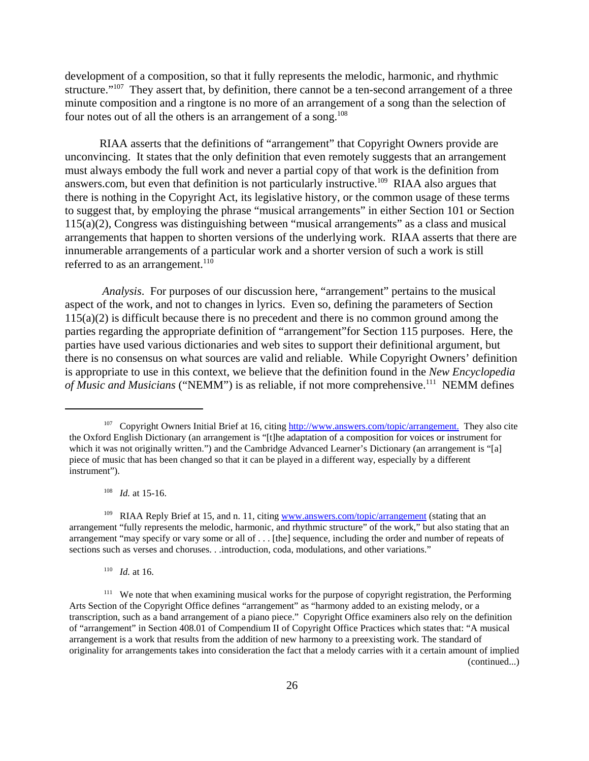development of a composition, so that it fully represents the melodic, harmonic, and rhythmic structure."[107] They assert that, by definition, there cannot be a ten-second arrangement of a three minute composition and a ringtone is no more of an arrangement of a song than the selection of four notes out of all the others is an arrangement of a song.[108]

RIAA asserts that the definitions of "arrangement" that Copyright Owners provide are unconvincing. It states that the only definition that even remotely suggests that an arrangement must always embody the full work and never a partial copy of that work is the definition from answers.com, but even that definition is not particularly instructive.[109] RIAA also argues that there is nothing in the Copyright Act, its legislative history, or the common usage of these terms to suggest that, by employing the phrase "musical arrangements" in either Section 101 or Section 115(a)(2), Congress was distinguishing between "musical arrangements" as a class and musical arrangements that happen to shorten versions of the underlying work. RIAA asserts that there are innumerable arrangements of a particular work and a shorter version of such a work is still referred to as an arrangement.[110]

*Analysis*. For purposes of our discussion here, "arrangement" pertains to the musical aspect of the work, and not to changes in lyrics. Even so, defining the parameters of Section 115(a)(2) is difficult because there is no precedent and there is no common ground among the parties regarding the appropriate definition of "arrangement"for Section 115 purposes. Here, the parties have used various dictionaries and web sites to support their definitional argument, but there is no consensus on what sources are valid and reliable. While Copyright Owners' definition is appropriate to use in this context, we believe that the definition found in the *New Encyclopedia of Music and Musicians* ("NEMM") is as reliable, if not more comprehensive.[111] NEMM defines

---

[107] Copyright Owners Initial Brief at 16, citing http://www.answers.com/topic/arrangement. They also cite the Oxford English Dictionary (an arrangement is "[t]he adaptation of a composition for voices or instrument for which it was not originally written.") and the Cambridge Advanced Learner's Dictionary (an arrangement is "[a] piece of music that has been changed so that it can be played in a different way, especially by a different instrument").

[108] *Id.* at 15-16.

[109] RIAA Reply Brief at 15, and n. 11, citing www.answers.com/topic/arrangement (stating that an arrangement "fully represents the melodic, harmonic, and rhythmic structure" of the work," but also stating that an arrangement "may specify or vary some or all of . . . [the] sequence, including the order and number of repeats of sections such as verses and choruses. . .introduction, coda, modulations, and other variations."

[110] *Id.* at 16.

[111] We note that when examining musical works for the purpose of copyright registration, the Performing Arts Section of the Copyright Office defines "arrangement" as "harmony added to an existing melody, or a transcription, such as a band arrangement of a piano piece." Copyright Office examiners also rely on the definition of "arrangement" in Section 408.01 of Compendium II of Copyright Office Practices which states that: "A musical arrangement is a work that results from the addition of new harmony to a preexisting work. The standard of originality for arrangements takes into consideration the fact that a melody carries with it a certain amount of implied (continued...)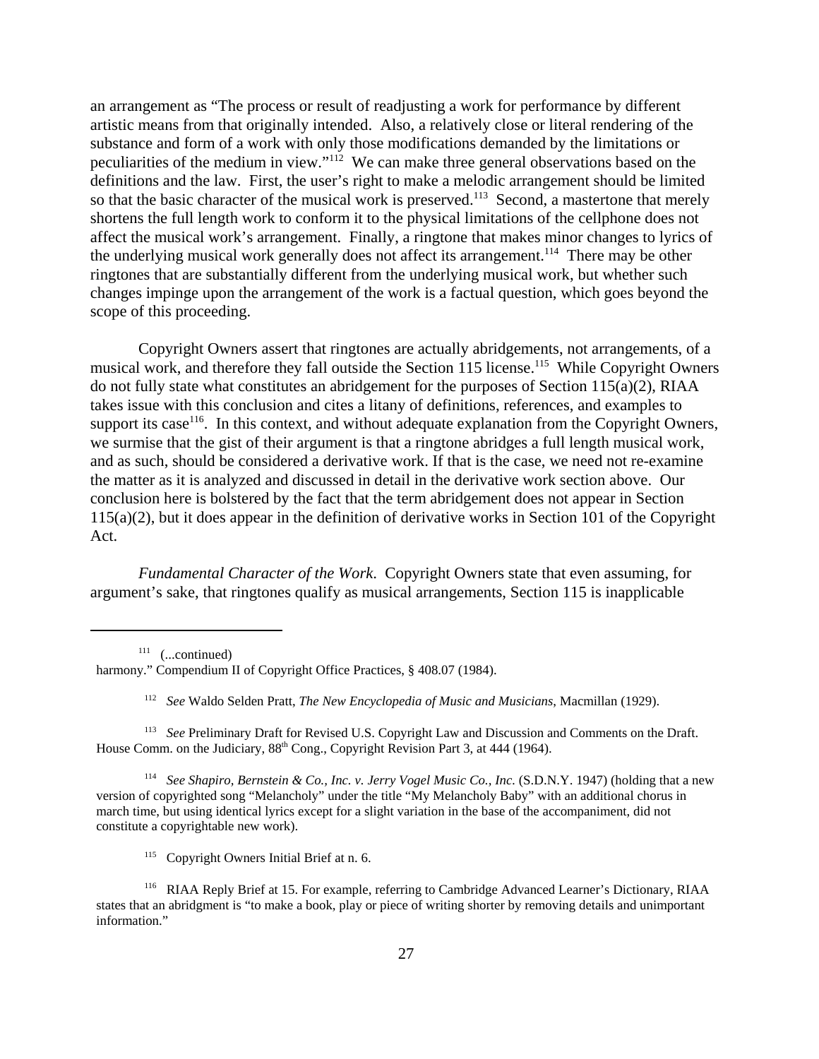an arrangement as "The process or result of readjusting a work for performance by different artistic means from that originally intended. Also, a relatively close or literal rendering of the substance and form of a work with only those modifications demanded by the limitations or peculiarities of the medium in view."[112] We can make three general observations based on the definitions and the law. First, the user's right to make a melodic arrangement should be limited so that the basic character of the musical work is preserved.[113] Second, a mastertone that merely shortens the full length work to conform it to the physical limitations of the cellphone does not affect the musical work's arrangement. Finally, a ringtone that makes minor changes to lyrics of the underlying musical work generally does not affect its arrangement.[114] There may be other ringtones that are substantially different from the underlying musical work, but whether such changes impinge upon the arrangement of the work is a factual question, which goes beyond the scope of this proceeding.

Copyright Owners assert that ringtones are actually abridgements, not arrangements, of a musical work, and therefore they fall outside the Section 115 license.[115] While Copyright Owners do not fully state what constitutes an abridgement for the purposes of Section 115(a)(2), RIAA takes issue with this conclusion and cites a litany of definitions, references, and examples to support its case[116]. In this context, and without adequate explanation from the Copyright Owners, we surmise that the gist of their argument is that a ringtone abridges a full length musical work, and as such, should be considered a derivative work. If that is the case, we need not re-examine the matter as it is analyzed and discussed in detail in the derivative work section above. Our conclusion here is bolstered by the fact that the term abridgement does not appear in Section 115(a)(2), but it does appear in the definition of derivative works in Section 101 of the Copyright Act.

*Fundamental Character of the Work*. Copyright Owners state that even assuming, for argument's sake, that ringtones qualify as musical arrangements, Section 115 is inapplicable

---

[111] (...continued) harmony." Compendium II of Copyright Office Practices, § 408.07 (1984).

[112] *See* Waldo Selden Pratt, *The New Encyclopedia of Music and Musicians*, Macmillan (1929).

[113] *See* Preliminary Draft for Revised U.S. Copyright Law and Discussion and Comments on the Draft. House Comm. on the Judiciary, 88th Cong., Copyright Revision Part 3, at 444 (1964).

[114] *See Shapiro, Bernstein & Co., Inc. v. Jerry Vogel Music Co., Inc.* (S.D.N.Y. 1947) (holding that a new version of copyrighted song "Melancholy" under the title "My Melancholy Baby" with an additional chorus in march time, but using identical lyrics except for a slight variation in the base of the accompaniment, did not constitute a copyrightable new work).

[115] Copyright Owners Initial Brief at n. 6.

[116] RIAA Reply Brief at 15. For example, referring to Cambridge Advanced Learner's Dictionary, RIAA states that an abridgment is "to make a book, play or piece of writing shorter by removing details and unimportant information."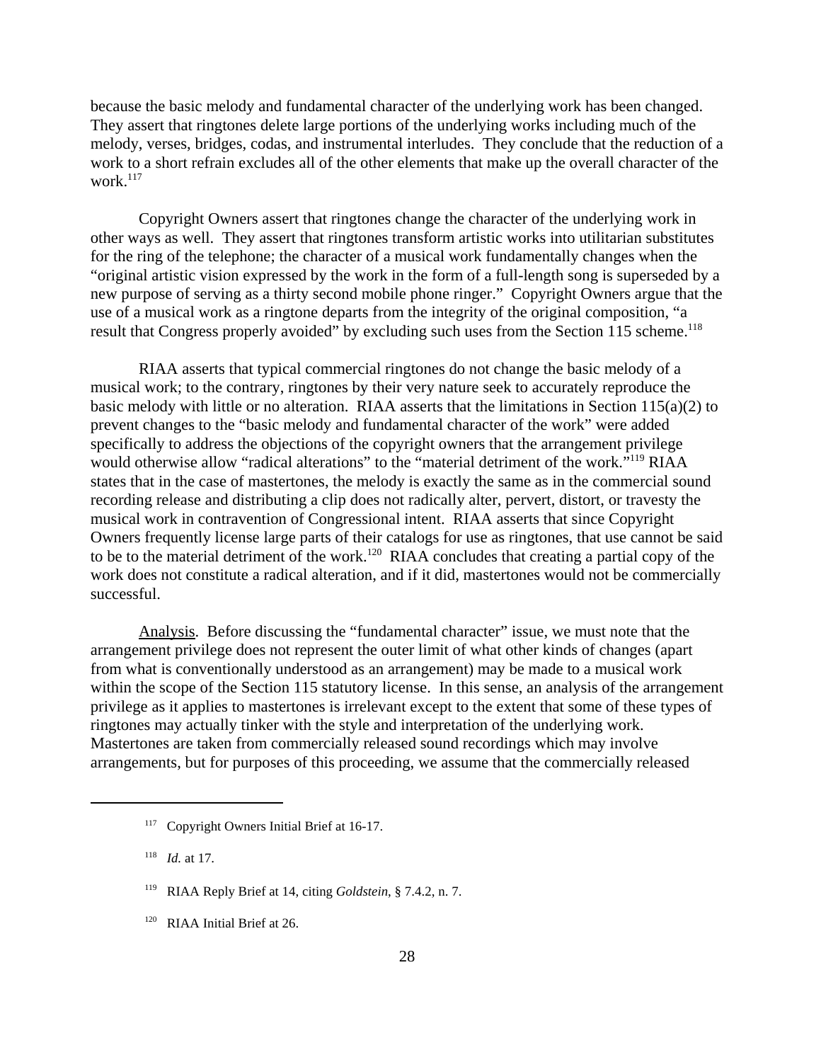because the basic melody and fundamental character of the underlying work has been changed. They assert that ringtones delete large portions of the underlying works including much of the melody, verses, bridges, codas, and instrumental interludes. They conclude that the reduction of a work to a short refrain excludes all of the other elements that make up the overall character of the work.[117]

Copyright Owners assert that ringtones change the character of the underlying work in other ways as well. They assert that ringtones transform artistic works into utilitarian substitutes for the ring of the telephone; the character of a musical work fundamentally changes when the "original artistic vision expressed by the work in the form of a full-length song is superseded by a new purpose of serving as a thirty second mobile phone ringer." Copyright Owners argue that the use of a musical work as a ringtone departs from the integrity of the original composition, "a result that Congress properly avoided" by excluding such uses from the Section 115 scheme.[118]

RIAA asserts that typical commercial ringtones do not change the basic melody of a musical work; to the contrary, ringtones by their very nature seek to accurately reproduce the basic melody with little or no alteration. RIAA asserts that the limitations in Section 115(a)(2) to prevent changes to the "basic melody and fundamental character of the work" were added specifically to address the objections of the copyright owners that the arrangement privilege would otherwise allow "radical alterations" to the "material detriment of the work."[119] RIAA states that in the case of mastertones, the melody is exactly the same as in the commercial sound recording release and distributing a clip does not radically alter, pervert, distort, or travesty the musical work in contravention of Congressional intent. RIAA asserts that since Copyright Owners frequently license large parts of their catalogs for use as ringtones, that use cannot be said to be to the material detriment of the work.[120] RIAA concludes that creating a partial copy of the work does not constitute a radical alteration, and if it did, mastertones would not be commercially successful.

<u>Analysis</u>. Before discussing the "fundamental character" issue, we must note that the arrangement privilege does not represent the outer limit of what other kinds of changes (apart from what is conventionally understood as an arrangement) may be made to a musical work within the scope of the Section 115 statutory license. In this sense, an analysis of the arrangement privilege as it applies to mastertones is irrelevant except to the extent that some of these types of ringtones may actually tinker with the style and interpretation of the underlying work. Mastertones are taken from commercially released sound recordings which may involve arrangements, but for purposes of this proceeding, we assume that the commercially released

---

[117] Copyright Owners Initial Brief at 16-17.

[118] *Id.* at 17.

[119] RIAA Reply Brief at 14, citing *Goldstein*, § 7.4.2, n. 7.

[120] RIAA Initial Brief at 26.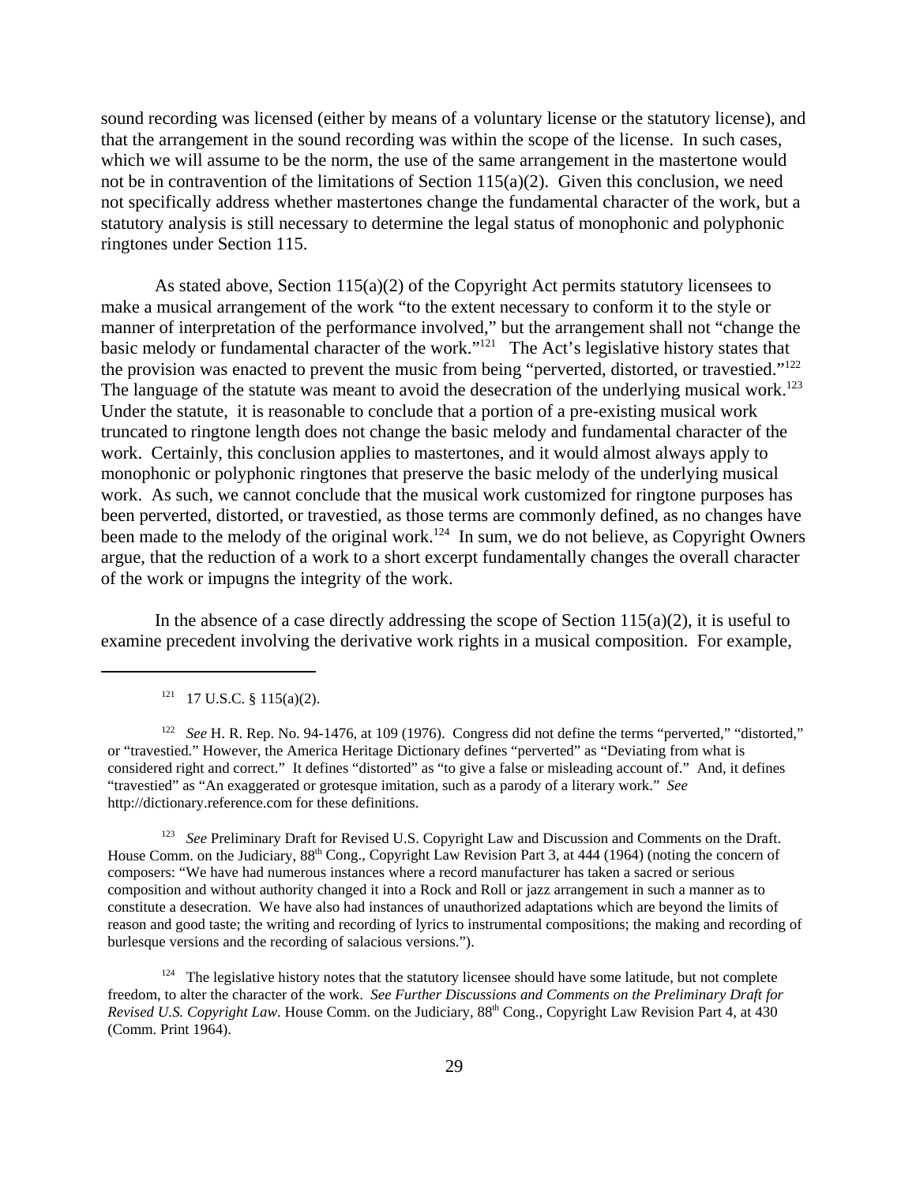sound recording was licensed (either by means of a voluntary license or the statutory license), and that the arrangement in the sound recording was within the scope of the license. In such cases, which we will assume to be the norm, the use of the same arrangement in the mastertone would not be in contravention of the limitations of Section 115(a)(2). Given this conclusion, we need not specifically address whether mastertones change the fundamental character of the work, but a statutory analysis is still necessary to determine the legal status of monophonic and polyphonic ringtones under Section 115.

As stated above, Section 115(a)(2) of the Copyright Act permits statutory licensees to make a musical arrangement of the work "to the extent necessary to conform it to the style or manner of interpretation of the performance involved," but the arrangement shall not "change the basic melody or fundamental character of the work."[121] The Act's legislative history states that the provision was enacted to prevent the music from being "perverted, distorted, or travestied."[122] The language of the statute was meant to avoid the desecration of the underlying musical work.[123] Under the statute, it is reasonable to conclude that a portion of a pre-existing musical work truncated to ringtone length does not change the basic melody and fundamental character of the work. Certainly, this conclusion applies to mastertones, and it would almost always apply to monophonic or polyphonic ringtones that preserve the basic melody of the underlying musical work. As such, we cannot conclude that the musical work customized for ringtone purposes has been perverted, distorted, or travestied, as those terms are commonly defined, as no changes have been made to the melody of the original work.[124] In sum, we do not believe, as Copyright Owners argue, that the reduction of a work to a short excerpt fundamentally changes the overall character of the work or impugns the integrity of the work.

In the absence of a case directly addressing the scope of Section 115(a)(2), it is useful to examine precedent involving the derivative work rights in a musical composition. For example,

---

[121] 17 U.S.C. § 115(a)(2).

[122] *See* H. R. Rep. No. 94-1476, at 109 (1976). Congress did not define the terms "perverted," "distorted," or "travestied." However, the America Heritage Dictionary defines "perverted" as "Deviating from what is considered right and correct." It defines "distorted" as "to give a false or misleading account of." And, it defines "travestied" as "An exaggerated or grotesque imitation, such as a parody of a literary work." *See* http://dictionary.reference.com for these definitions.

[123] *See* Preliminary Draft for Revised U.S. Copyright Law and Discussion and Comments on the Draft. House Comm. on the Judiciary, 88th Cong., Copyright Law Revision Part 3, at 444 (1964) (noting the concern of composers: "We have had numerous instances where a record manufacturer has taken a sacred or serious composition and without authority changed it into a Rock and Roll or jazz arrangement in such a manner as to constitute a desecration. We have also had instances of unauthorized adaptations which are beyond the limits of reason and good taste; the writing and recording of lyrics to instrumental compositions; the making and recording of burlesque versions and the recording of salacious versions.").

[124] The legislative history notes that the statutory licensee should have some latitude, but not complete freedom, to alter the character of the work. *See Further Discussions and Comments on the Preliminary Draft for Revised U.S. Copyright Law*. House Comm. on the Judiciary, 88th Cong., Copyright Law Revision Part 4, at 430 (Comm. Print 1964).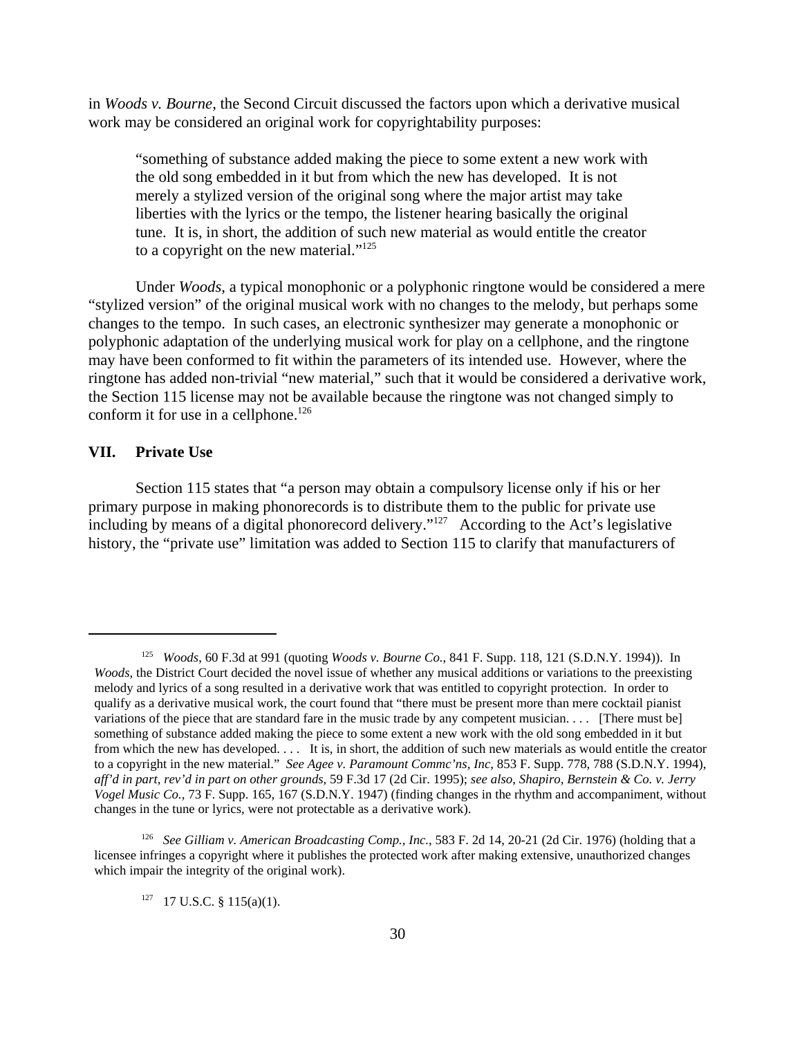in *Woods v. Bourne*, the Second Circuit discussed the factors upon which a derivative musical work may be considered an original work for copyrightability purposes:

> "something of substance added making the piece to some extent a new work with the old song embedded in it but from which the new has developed. It is not merely a stylized version of the original song where the major artist may take liberties with the lyrics or the tempo, the listener hearing basically the original tune. It is, in short, the addition of such new material as would entitle the creator to a copyright on the new material."[125]

Under *Woods*, a typical monophonic or a polyphonic ringtone would be considered a mere "stylized version" of the original musical work with no changes to the melody, but perhaps some changes to the tempo. In such cases, an electronic synthesizer may generate a monophonic or polyphonic adaptation of the underlying musical work for play on a cellphone, and the ringtone may have been conformed to fit within the parameters of its intended use. However, where the ringtone has added non-trivial "new material," such that it would be considered a derivative work, the Section 115 license may not be available because the ringtone was not changed simply to conform it for use in a cellphone.[126]

## VII. Private Use

Section 115 states that "a person may obtain a compulsory license only if his or her primary purpose in making phonorecords is to distribute them to the public for private use including by means of a digital phonorecord delivery."[127] According to the Act's legislative history, the "private use" limitation was added to Section 115 to clarify that manufacturers of

---

[125] *Woods*, 60 F.3d at 991 (quoting *Woods v. Bourne Co.*, 841 F. Supp. 118, 121 (S.D.N.Y. 1994)). In *Woods*, the District Court decided the novel issue of whether any musical additions or variations to the preexisting melody and lyrics of a song resulted in a derivative work that was entitled to copyright protection. In order to qualify as a derivative musical work, the court found that "there must be present more than mere cocktail pianist variations of the piece that are standard fare in the music trade by any competent musician. . . . [There must be] something of substance added making the piece to some extent a new work with the old song embedded in it but from which the new has developed. . . . It is, in short, the addition of such new materials as would entitle the creator to a copyright in the new material." *See Agee v. Paramount Commc'ns, Inc*, 853 F. Supp. 778, 788 (S.D.N.Y. 1994), *aff'd in part, rev'd in part on other grounds*, 59 F.3d 17 (2d Cir. 1995); *see also, Shapiro, Bernstein & Co. v. Jerry Vogel Music Co.*, 73 F. Supp. 165, 167 (S.D.N.Y. 1947) (finding changes in the rhythm and accompaniment, without changes in the tune or lyrics, were not protectable as a derivative work).

[126] *See Gilliam v. American Broadcasting Comp., Inc*., 583 F. 2d 14, 20-21 (2d Cir. 1976) (holding that a licensee infringes a copyright where it publishes the protected work after making extensive, unauthorized changes which impair the integrity of the original work).

[127] 17 U.S.C. § 115(a)(1).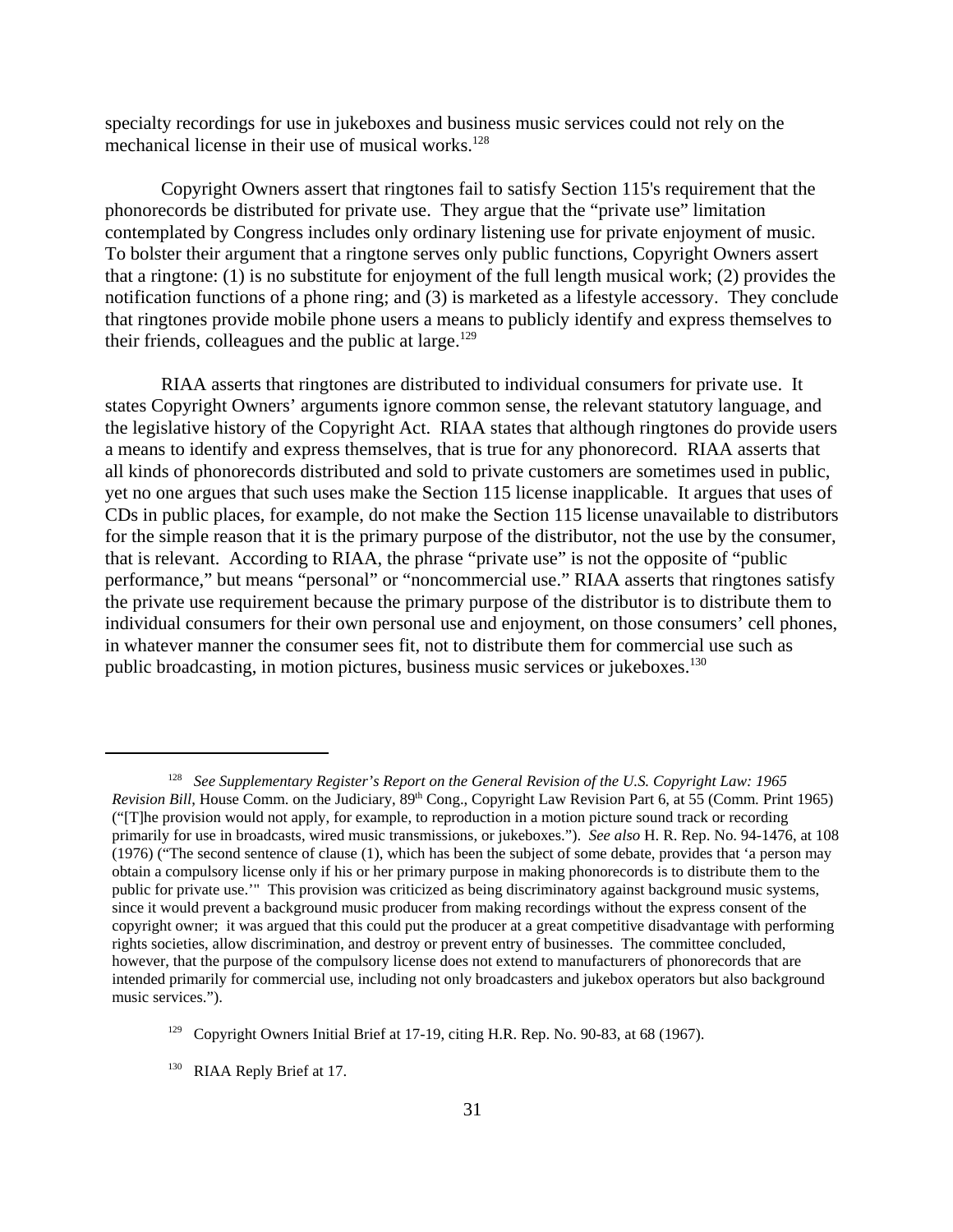specialty recordings for use in jukeboxes and business music services could not rely on the mechanical license in their use of musical works.[128]

Copyright Owners assert that ringtones fail to satisfy Section 115's requirement that the phonorecords be distributed for private use. They argue that the "private use" limitation contemplated by Congress includes only ordinary listening use for private enjoyment of music. To bolster their argument that a ringtone serves only public functions, Copyright Owners assert that a ringtone: (1) is no substitute for enjoyment of the full length musical work; (2) provides the notification functions of a phone ring; and (3) is marketed as a lifestyle accessory. They conclude that ringtones provide mobile phone users a means to publicly identify and express themselves to their friends, colleagues and the public at large.[129]

RIAA asserts that ringtones are distributed to individual consumers for private use. It states Copyright Owners' arguments ignore common sense, the relevant statutory language, and the legislative history of the Copyright Act. RIAA states that although ringtones do provide users a means to identify and express themselves, that is true for any phonorecord. RIAA asserts that all kinds of phonorecords distributed and sold to private customers are sometimes used in public, yet no one argues that such uses make the Section 115 license inapplicable. It argues that uses of CDs in public places, for example, do not make the Section 115 license unavailable to distributors for the simple reason that it is the primary purpose of the distributor, not the use by the consumer, that is relevant. According to RIAA, the phrase "private use" is not the opposite of "public performance," but means "personal" or "noncommercial use." RIAA asserts that ringtones satisfy the private use requirement because the primary purpose of the distributor is to distribute them to individual consumers for their own personal use and enjoyment, on those consumers' cell phones, in whatever manner the consumer sees fit, not to distribute them for commercial use such as public broadcasting, in motion pictures, business music services or jukeboxes.[130]

---

[128] *See Supplementary Register's Report on the General Revision of the U.S. Copyright Law: 1965 Revision Bill*, House Comm. on the Judiciary, 89th Cong., Copyright Law Revision Part 6, at 55 (Comm. Print 1965) ("[T]he provision would not apply, for example, to reproduction in a motion picture sound track or recording primarily for use in broadcasts, wired music transmissions, or jukeboxes."). *See also* H. R. Rep. No. 94-1476, at 108 (1976) ("The second sentence of clause (1), which has been the subject of some debate, provides that 'a person may obtain a compulsory license only if his or her primary purpose in making phonorecords is to distribute them to the public for private use.'" This provision was criticized as being discriminatory against background music systems, since it would prevent a background music producer from making recordings without the express consent of the copyright owner; it was argued that this could put the producer at a great competitive disadvantage with performing rights societies, allow discrimination, and destroy or prevent entry of businesses. The committee concluded, however, that the purpose of the compulsory license does not extend to manufacturers of phonorecords that are intended primarily for commercial use, including not only broadcasters and jukebox operators but also background music services.").

[129] Copyright Owners Initial Brief at 17-19, citing H.R. Rep. No. 90-83, at 68 (1967).

[130] RIAA Reply Brief at 17.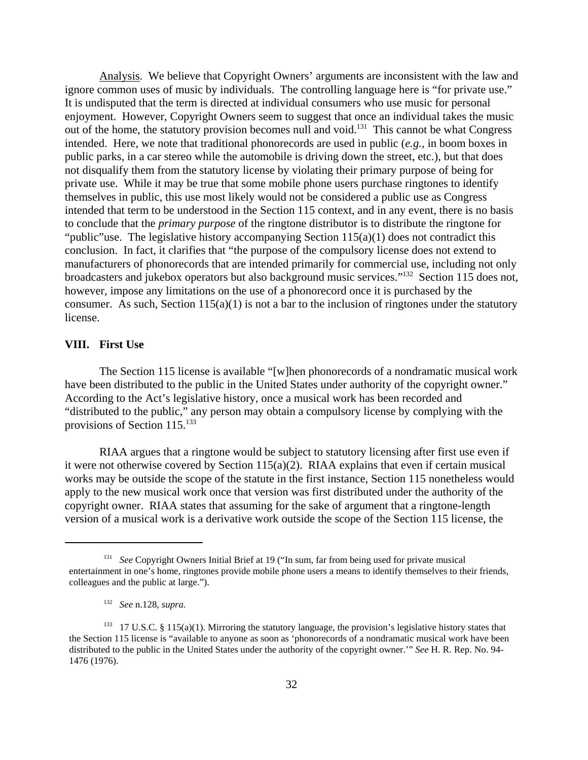Analysis. We believe that Copyright Owners' arguments are inconsistent with the law and ignore common uses of music by individuals. The controlling language here is "for private use." It is undisputed that the term is directed at individual consumers who use music for personal enjoyment. However, Copyright Owners seem to suggest that once an individual takes the music out of the home, the statutory provision becomes null and void.[131] This cannot be what Congress intended. Here, we note that traditional phonorecords are used in public (*e.g.*, in boom boxes in public parks, in a car stereo while the automobile is driving down the street, etc.), but that does not disqualify them from the statutory license by violating their primary purpose of being for private use. While it may be true that some mobile phone users purchase ringtones to identify themselves in public, this use most likely would not be considered a public use as Congress intended that term to be understood in the Section 115 context, and in any event, there is no basis to conclude that the *primary purpose* of the ringtone distributor is to distribute the ringtone for "public"use. The legislative history accompanying Section 115(a)(1) does not contradict this conclusion. In fact, it clarifies that "the purpose of the compulsory license does not extend to manufacturers of phonorecords that are intended primarily for commercial use, including not only broadcasters and jukebox operators but also background music services."[132] Section 115 does not, however, impose any limitations on the use of a phonorecord once it is purchased by the consumer. As such, Section 115(a)(1) is not a bar to the inclusion of ringtones under the statutory license.

## VIII. First Use

The Section 115 license is available "[w]hen phonorecords of a nondramatic musical work have been distributed to the public in the United States under authority of the copyright owner." According to the Act's legislative history, once a musical work has been recorded and "distributed to the public," any person may obtain a compulsory license by complying with the provisions of Section 115.[133]

RIAA argues that a ringtone would be subject to statutory licensing after first use even if it were not otherwise covered by Section 115(a)(2). RIAA explains that even if certain musical works may be outside the scope of the statute in the first instance, Section 115 nonetheless would apply to the new musical work once that version was first distributed under the authority of the copyright owner. RIAA states that assuming for the sake of argument that a ringtone-length version of a musical work is a derivative work outside the scope of the Section 115 license, the

---

[131] *See* Copyright Owners Initial Brief at 19 ("In sum, far from being used for private musical entertainment in one's home, ringtones provide mobile phone users a means to identify themselves to their friends, colleagues and the public at large.").

[132] *See* n.128, *supra.*

[133] 17 U.S.C. § 115(a)(1). Mirroring the statutory language, the provision's legislative history states that the Section 115 license is "available to anyone as soon as 'phonorecords of a nondramatic musical work have been distributed to the public in the United States under the authority of the copyright owner.'" *See* H. R. Rep. No. 94-1476 (1976).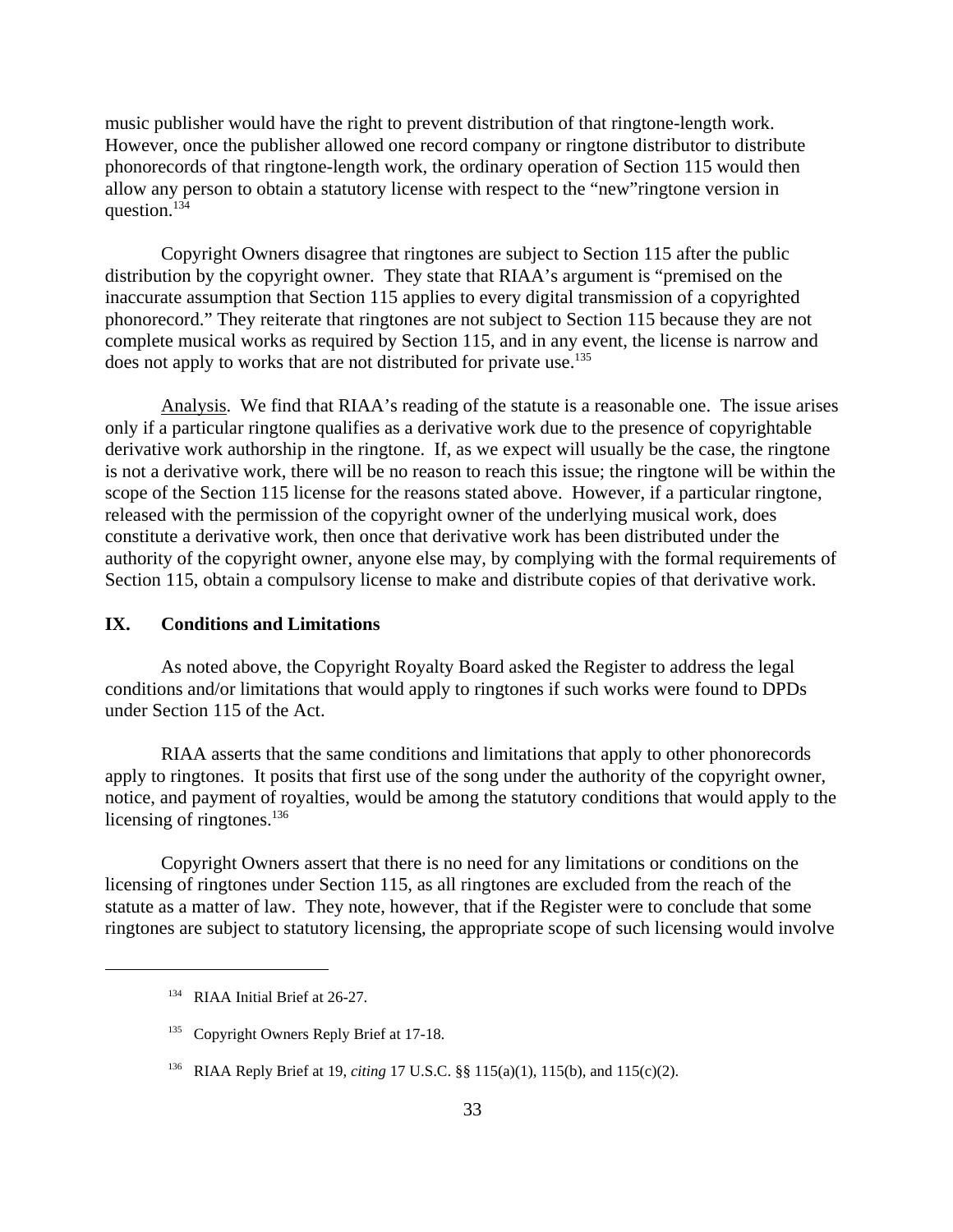music publisher would have the right to prevent distribution of that ringtone-length work. However, once the publisher allowed one record company or ringtone distributor to distribute phonorecords of that ringtone-length work, the ordinary operation of Section 115 would then allow any person to obtain a statutory license with respect to the "new"ringtone version in question.[134]

Copyright Owners disagree that ringtones are subject to Section 115 after the public distribution by the copyright owner. They state that RIAA's argument is "premised on the inaccurate assumption that Section 115 applies to every digital transmission of a copyrighted phonorecord." They reiterate that ringtones are not subject to Section 115 because they are not complete musical works as required by Section 115, and in any event, the license is narrow and does not apply to works that are not distributed for private use.[135]

Analysis. We find that RIAA's reading of the statute is a reasonable one. The issue arises only if a particular ringtone qualifies as a derivative work due to the presence of copyrightable derivative work authorship in the ringtone. If, as we expect will usually be the case, the ringtone is not a derivative work, there will be no reason to reach this issue; the ringtone will be within the scope of the Section 115 license for the reasons stated above. However, if a particular ringtone, released with the permission of the copyright owner of the underlying musical work, does constitute a derivative work, then once that derivative work has been distributed under the authority of the copyright owner, anyone else may, by complying with the formal requirements of Section 115, obtain a compulsory license to make and distribute copies of that derivative work.

## IX. Conditions and Limitations

As noted above, the Copyright Royalty Board asked the Register to address the legal conditions and/or limitations that would apply to ringtones if such works were found to DPDs under Section 115 of the Act.

RIAA asserts that the same conditions and limitations that apply to other phonorecords apply to ringtones. It posits that first use of the song under the authority of the copyright owner, notice, and payment of royalties, would be among the statutory conditions that would apply to the licensing of ringtones.[136]

Copyright Owners assert that there is no need for any limitations or conditions on the licensing of ringtones under Section 115, as all ringtones are excluded from the reach of the statute as a matter of law. They note, however, that if the Register were to conclude that some ringtones are subject to statutory licensing, the appropriate scope of such licensing would involve

---

[134] RIAA Initial Brief at 26-27.

[135] Copyright Owners Reply Brief at 17-18.

[136] RIAA Reply Brief at 19, *citing* 17 U.S.C. §§ 115(a)(1), 115(b), and 115(c)(2).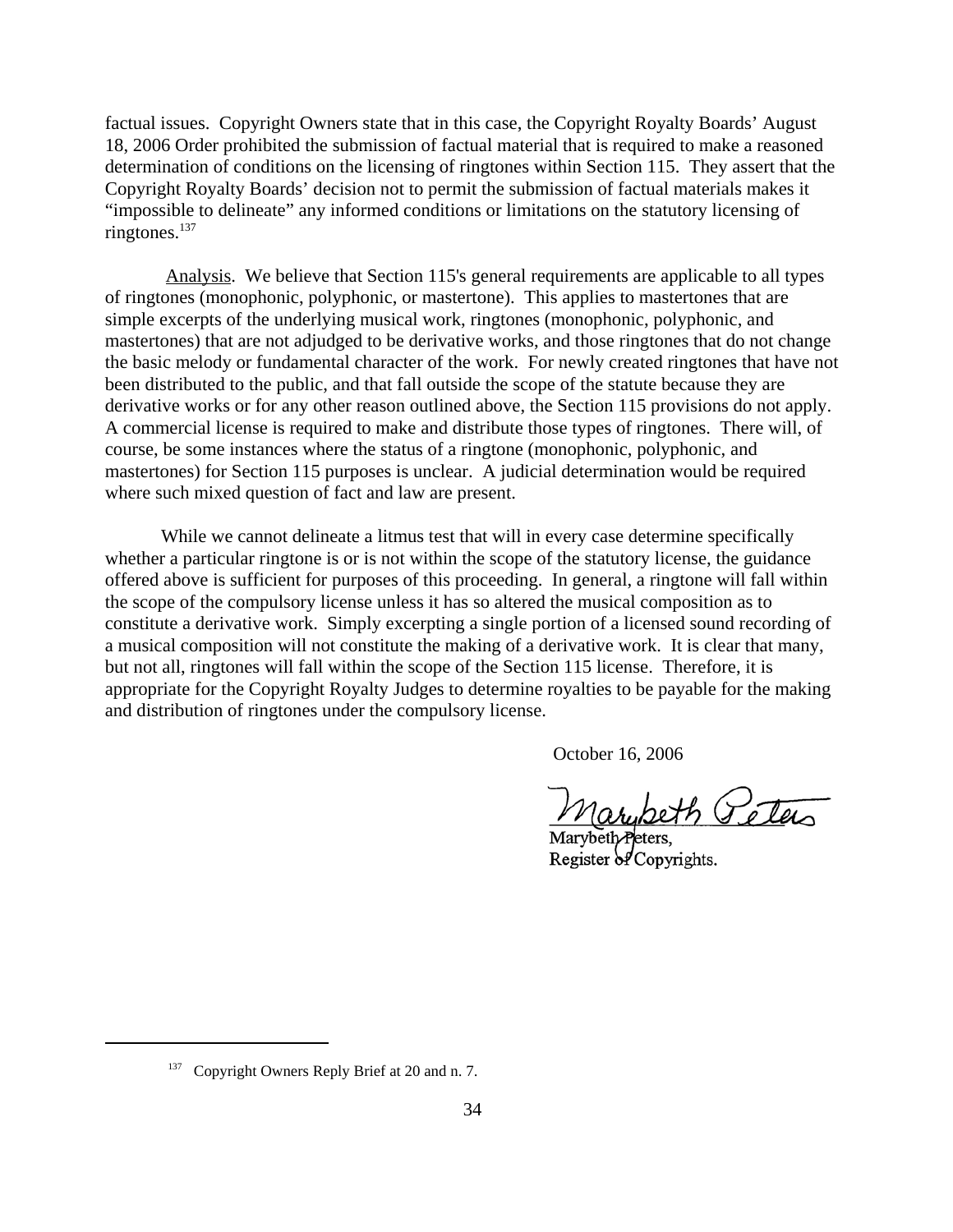factual issues. Copyright Owners state that in this case, the Copyright Royalty Boards' August 18, 2006 Order prohibited the submission of factual material that is required to make a reasoned determination of conditions on the licensing of ringtones within Section 115. They assert that the Copyright Royalty Boards' decision not to permit the submission of factual materials makes it "impossible to delineate" any informed conditions or limitations on the statutory licensing of ringtones.[137]

Analysis. We believe that Section 115's general requirements are applicable to all types of ringtones (monophonic, polyphonic, or mastertone). This applies to mastertones that are simple excerpts of the underlying musical work, ringtones (monophonic, polyphonic, and mastertones) that are not adjudged to be derivative works, and those ringtones that do not change the basic melody or fundamental character of the work. For newly created ringtones that have not been distributed to the public, and that fall outside the scope of the statute because they are derivative works or for any other reason outlined above, the Section 115 provisions do not apply. A commercial license is required to make and distribute those types of ringtones. There will, of course, be some instances where the status of a ringtone (monophonic, polyphonic, and mastertones) for Section 115 purposes is unclear. A judicial determination would be required where such mixed question of fact and law are present.

While we cannot delineate a litmus test that will in every case determine specifically whether a particular ringtone is or is not within the scope of the statutory license, the guidance offered above is sufficient for purposes of this proceeding. In general, a ringtone will fall within the scope of the compulsory license unless it has so altered the musical composition as to constitute a derivative work. Simply excerpting a single portion of a licensed sound recording of a musical composition will not constitute the making of a derivative work. It is clear that many, but not all, ringtones will fall within the scope of the Section 115 license. Therefore, it is appropriate for the Copyright Royalty Judges to determine royalties to be payable for the making and distribution of ringtones under the compulsory license.

October 16, 2006

Marybeth Peters,
Register of Copyrights.

[137] Copyright Owners Reply Brief at 20 and n. 7.